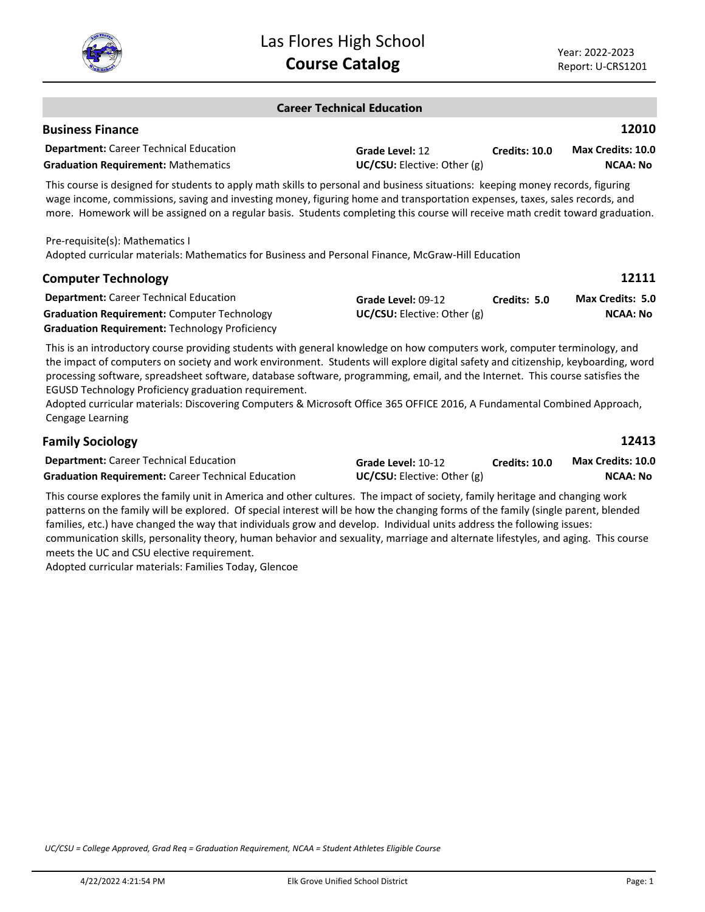# Las Flores High School
## Course Catalog

Year: 2022-2023
Report: U-CRS1201

## Career Technical Education

### Business Finance — 12010

**Department:** Career Technical Education
**Graduation Requirement:** Mathematics
**Grade Level:** 12
**UC/CSU:** Elective: Other (g)
**Credits:** 10.0
**Max Credits:** 10.0
**NCAA:** No

This course is designed for students to apply math skills to personal and business situations: keeping money records, figuring wage income, commissions, saving and investing money, figuring home and transportation expenses, taxes, sales records, and more. Homework will be assigned on a regular basis. Students completing this course will receive math credit toward graduation.

Pre-requisite(s): Mathematics I
Adopted curricular materials: Mathematics for Business and Personal Finance, McGraw-Hill Education

### Computer Technology — 12111

**Department:** Career Technical Education
**Graduation Requirement:** Computer Technology
**Graduation Requirement:** Technology Proficiency
**Grade Level:** 09-12
**UC/CSU:** Elective: Other (g)
**Credits:** 5.0
**Max Credits:** 5.0
**NCAA:** No

This is an introductory course providing students with general knowledge on how computers work, computer terminology, and the impact of computers on society and work environment. Students will explore digital safety and citizenship, keyboarding, word processing software, spreadsheet software, database software, programming, email, and the Internet. This course satisfies the EGUSD Technology Proficiency graduation requirement.
Adopted curricular materials: Discovering Computers & Microsoft Office 365 OFFICE 2016, A Fundamental Combined Approach, Cengage Learning

### Family Sociology — 12413

**Department:** Career Technical Education
**Graduation Requirement:** Career Technical Education
**Grade Level:** 10-12
**UC/CSU:** Elective: Other (g)
**Credits:** 10.0
**Max Credits:** 10.0
**NCAA:** No

This course explores the family unit in America and other cultures. The impact of society, family heritage and changing work patterns on the family will be explored. Of special interest will be how the changing forms of the family (single parent, blended families, etc.) have changed the way that individuals grow and develop. Individual units address the following issues: communication skills, personality theory, human behavior and sexuality, marriage and alternate lifestyles, and aging. This course meets the UC and CSU elective requirement.
Adopted curricular materials: Families Today, Glencoe

*UC/CSU = College Approved, Grad Req = Graduation Requirement, NCAA = Student Athletes Eligible Course*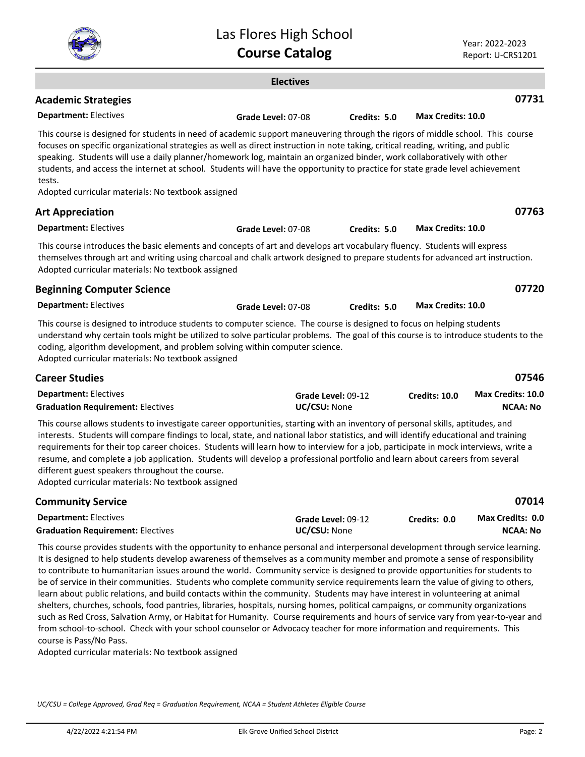## Electives

### Academic Strategies

**07731**

**Department:** Electives | **Grade Level:** 07-08 | **Credits:** 5.0 | **Max Credits:** 10.0

This course is designed for students in need of academic support maneuvering through the rigors of middle school. This course focuses on specific organizational strategies as well as direct instruction in note taking, critical reading, writing, and public speaking. Students will use a daily planner/homework log, maintain an organized binder, work collaboratively with other students, and access the internet at school. Students will have the opportunity to practice for state grade level achievement tests.
Adopted curricular materials: No textbook assigned

### Art Appreciation

**07763**

**Department:** Electives | **Grade Level:** 07-08 | **Credits:** 5.0 | **Max Credits:** 10.0

This course introduces the basic elements and concepts of art and develops art vocabulary fluency. Students will express themselves through art and writing using charcoal and chalk artwork designed to prepare students for advanced art instruction.
Adopted curricular materials: No textbook assigned

### Beginning Computer Science

**07720**

**Department:** Electives | **Grade Level:** 07-08 | **Credits:** 5.0 | **Max Credits:** 10.0

This course is designed to introduce students to computer science. The course is designed to focus on helping students understand why certain tools might be utilized to solve particular problems. The goal of this course is to introduce students to the coding, algorithm development, and problem solving within computer science.
Adopted curricular materials: No textbook assigned

### Career Studies

**07546**

**Department:** Electives | **Grade Level:** 09-12 | **Credits:** 10.0 | **Max Credits:** 10.0
**Graduation Requirement:** Electives | **UC/CSU:** None | **NCAA:** No

This course allows students to investigate career opportunities, starting with an inventory of personal skills, aptitudes, and interests. Students will compare findings to local, state, and national labor statistics, and will identify educational and training requirements for their top career choices. Students will learn how to interview for a job, participate in mock interviews, write a resume, and complete a job application. Students will develop a professional portfolio and learn about careers from several different guest speakers throughout the course.
Adopted curricular materials: No textbook assigned

### Community Service

**07014**

**Department:** Electives | **Grade Level:** 09-12 | **Credits:** 0.0 | **Max Credits:** 0.0
**Graduation Requirement:** Electives | **UC/CSU:** None | **NCAA:** No

This course provides students with the opportunity to enhance personal and interpersonal development through service learning. It is designed to help students develop awareness of themselves as a community member and promote a sense of responsibility to contribute to humanitarian issues around the world. Community service is designed to provide opportunities for students to be of service in their communities. Students who complete community service requirements learn the value of giving to others, learn about public relations, and build contacts within the community. Students may have interest in volunteering at animal shelters, churches, schools, food pantries, libraries, hospitals, nursing homes, political campaigns, or community organizations such as Red Cross, Salvation Army, or Habitat for Humanity. Course requirements and hours of service vary from year-to-year and from school-to-school. Check with your school counselor or Advocacy teacher for more information and requirements. This course is Pass/No Pass.
Adopted curricular materials: No textbook assigned

*UC/CSU = College Approved, Grad Req = Graduation Requirement, NCAA = Student Athletes Eligible Course*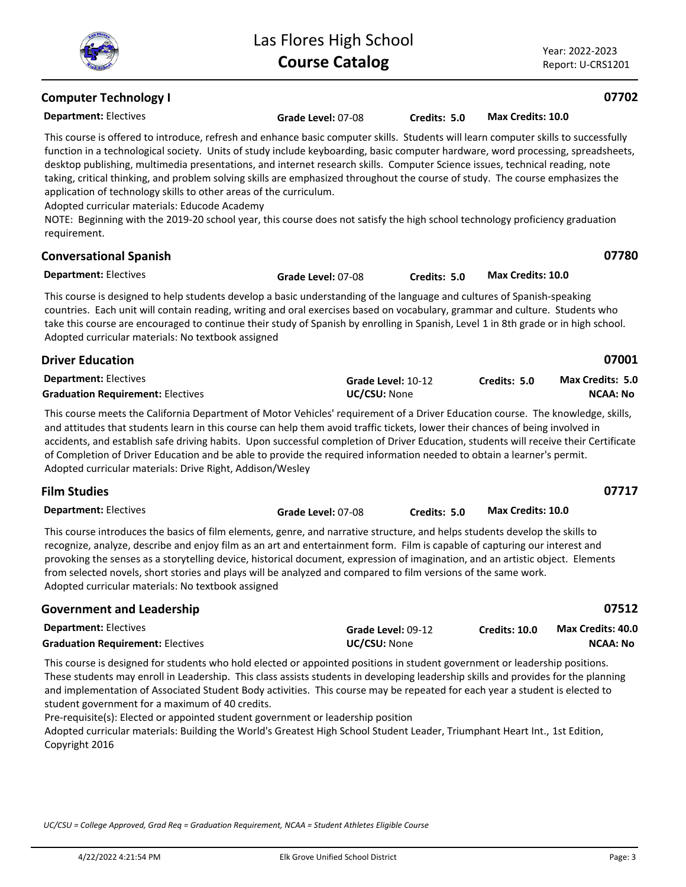## Computer Technology I — 07702

**Department:** Electives | **Grade Level:** 07-08 | **Credits:** 5.0 | **Max Credits:** 10.0

This course is offered to introduce, refresh and enhance basic computer skills. Students will learn computer skills to successfully function in a technological society. Units of study include keyboarding, basic computer hardware, word processing, spreadsheets, desktop publishing, multimedia presentations, and internet research skills. Computer Science issues, technical reading, note taking, critical thinking, and problem solving skills are emphasized throughout the course of study. The course emphasizes the application of technology skills to other areas of the curriculum.
Adopted curricular materials: Educode Academy
NOTE: Beginning with the 2019-20 school year, this course does not satisfy the high school technology proficiency graduation requirement.

## Conversational Spanish — 07780

**Department:** Electives | **Grade Level:** 07-08 | **Credits:** 5.0 | **Max Credits:** 10.0

This course is designed to help students develop a basic understanding of the language and cultures of Spanish-speaking countries. Each unit will contain reading, writing and oral exercises based on vocabulary, grammar and culture. Students who take this course are encouraged to continue their study of Spanish by enrolling in Spanish, Level 1 in 8th grade or in high school.
Adopted curricular materials: No textbook assigned

## Driver Education — 07001

**Department:** Electives | **Grade Level:** 10-12 | **Credits:** 5.0 | **Max Credits:** 5.0
**Graduation Requirement:** Electives | **UC/CSU:** None | **NCAA:** No

This course meets the California Department of Motor Vehicles' requirement of a Driver Education course. The knowledge, skills, and attitudes that students learn in this course can help them avoid traffic tickets, lower their chances of being involved in accidents, and establish safe driving habits. Upon successful completion of Driver Education, students will receive their Certificate of Completion of Driver Education and be able to provide the required information needed to obtain a learner's permit.
Adopted curricular materials: Drive Right, Addison/Wesley

## Film Studies — 07717

**Department:** Electives | **Grade Level:** 07-08 | **Credits:** 5.0 | **Max Credits:** 10.0

This course introduces the basics of film elements, genre, and narrative structure, and helps students develop the skills to recognize, analyze, describe and enjoy film as an art and entertainment form. Film is capable of capturing our interest and provoking the senses as a storytelling device, historical document, expression of imagination, and an artistic object. Elements from selected novels, short stories and plays will be analyzed and compared to film versions of the same work.
Adopted curricular materials: No textbook assigned

## Government and Leadership — 07512

**Department:** Electives | **Grade Level:** 09-12 | **Credits:** 10.0 | **Max Credits:** 40.0
**Graduation Requirement:** Electives | **UC/CSU:** None | **NCAA:** No

This course is designed for students who hold elected or appointed positions in student government or leadership positions. These students may enroll in Leadership. This class assists students in developing leadership skills and provides for the planning and implementation of Associated Student Body activities. This course may be repeated for each year a student is elected to student government for a maximum of 40 credits.
Pre-requisite(s): Elected or appointed student government or leadership position
Adopted curricular materials: Building the World's Greatest High School Student Leader, Triumphant Heart Int., 1st Edition, Copyright 2016

*UC/CSU = College Approved, Grad Req = Graduation Requirement, NCAA = Student Athletes Eligible Course*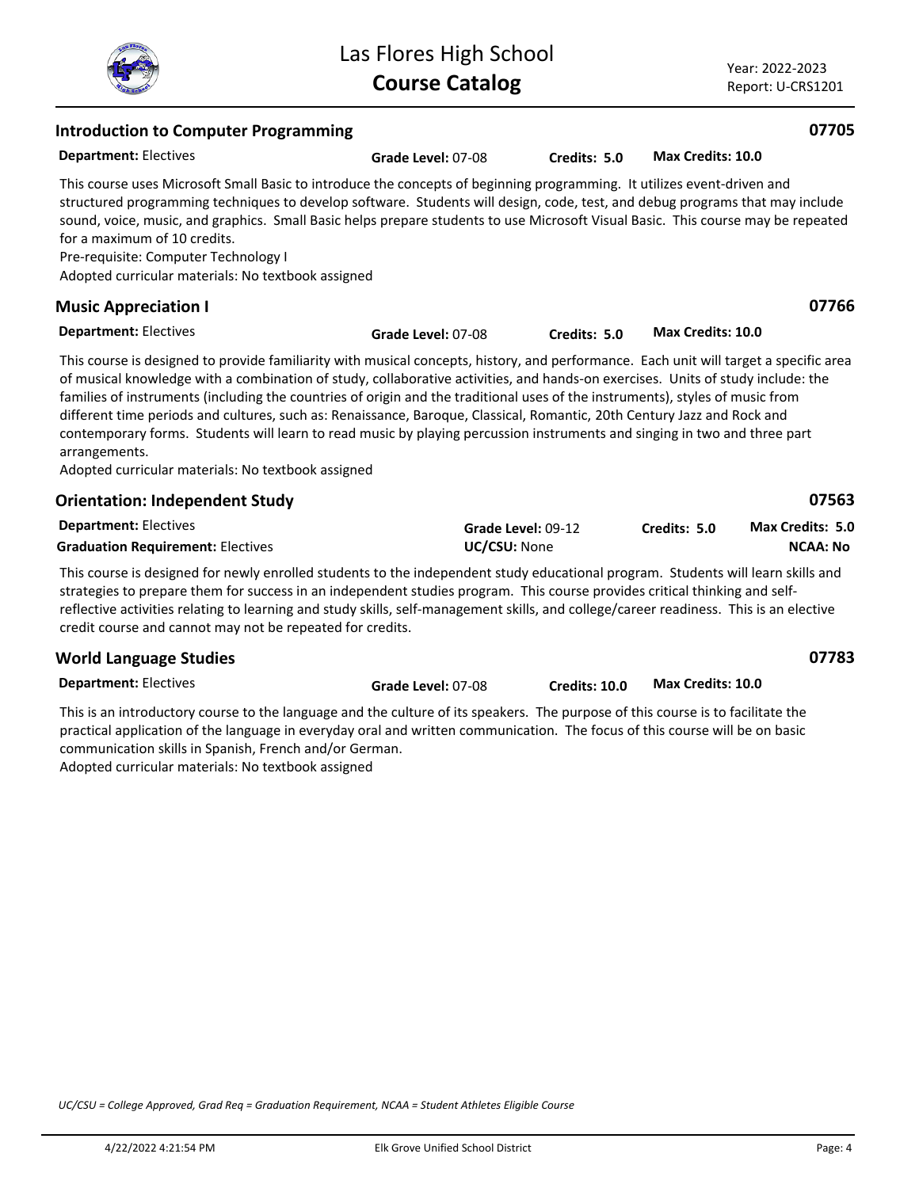## Introduction to Computer Programming

**07705**

**Department:** Electives **Grade Level:** 07-08 **Credits:** 5.0 **Max Credits:** 10.0

This course uses Microsoft Small Basic to introduce the concepts of beginning programming. It utilizes event-driven and structured programming techniques to develop software. Students will design, code, test, and debug programs that may include sound, voice, music, and graphics. Small Basic helps prepare students to use Microsoft Visual Basic. This course may be repeated for a maximum of 10 credits.

Pre-requisite: Computer Technology I

Adopted curricular materials: No textbook assigned

## Music Appreciation I

**07766**

**Department:** Electives **Grade Level:** 07-08 **Credits:** 5.0 **Max Credits:** 10.0

This course is designed to provide familiarity with musical concepts, history, and performance. Each unit will target a specific area of musical knowledge with a combination of study, collaborative activities, and hands-on exercises. Units of study include: the families of instruments (including the countries of origin and the traditional uses of the instruments), styles of music from different time periods and cultures, such as: Renaissance, Baroque, Classical, Romantic, 20th Century Jazz and Rock and contemporary forms. Students will learn to read music by playing percussion instruments and singing in two and three part arrangements.

Adopted curricular materials: No textbook assigned

## Orientation: Independent Study

**07563**

**Department:** Electives **Grade Level:** 09-12 **Credits:** 5.0 **Max Credits:** 5.0

**Graduation Requirement:** Electives **UC/CSU:** None **NCAA:** No

This course is designed for newly enrolled students to the independent study educational program. Students will learn skills and strategies to prepare them for success in an independent studies program. This course provides critical thinking and self-reflective activities relating to learning and study skills, self-management skills, and college/career readiness. This is an elective credit course and cannot may not be repeated for credits.

## World Language Studies

**07783**

**Department:** Electives **Grade Level:** 07-08 **Credits:** 10.0 **Max Credits:** 10.0

This is an introductory course to the language and the culture of its speakers. The purpose of this course is to facilitate the practical application of the language in everyday oral and written communication. The focus of this course will be on basic communication skills in Spanish, French and/or German.

Adopted curricular materials: No textbook assigned

*UC/CSU = College Approved, Grad Req = Graduation Requirement, NCAA = Student Athletes Eligible Course*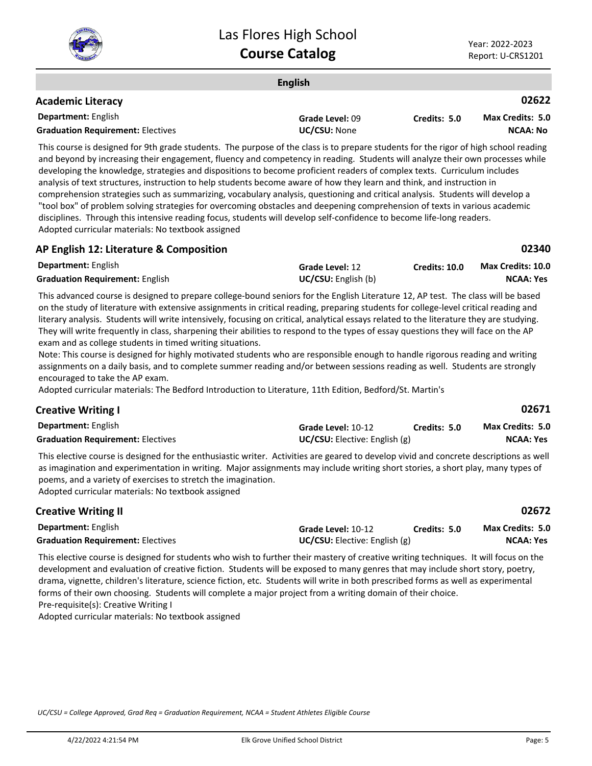## English

### Academic Literacy — 02622

**Department:** English | **Grade Level:** 09 | **Credits:** 5.0 | **Max Credits:** 5.0
**Graduation Requirement:** Electives | **UC/CSU:** None | **NCAA:** No

This course is designed for 9th grade students. The purpose of the class is to prepare students for the rigor of high school reading and beyond by increasing their engagement, fluency and competency in reading. Students will analyze their own processes while developing the knowledge, strategies and dispositions to become proficient readers of complex texts. Curriculum includes analysis of text structures, instruction to help students become aware of how they learn and think, and instruction in comprehension strategies such as summarizing, vocabulary analysis, questioning and critical analysis. Students will develop a "tool box" of problem solving strategies for overcoming obstacles and deepening comprehension of texts in various academic disciplines. Through this intensive reading focus, students will develop self-confidence to become life-long readers.
Adopted curricular materials: No textbook assigned

### AP English 12: Literature & Composition — 02340

**Department:** English | **Grade Level:** 12 | **Credits:** 10.0 | **Max Credits:** 10.0
**Graduation Requirement:** English | **UC/CSU:** English (b) | **NCAA:** Yes

This advanced course is designed to prepare college-bound seniors for the English Literature 12, AP test. The class will be based on the study of literature with extensive assignments in critical reading, preparing students for college-level critical reading and literary analysis. Students will write intensively, focusing on critical, analytical essays related to the literature they are studying. They will write frequently in class, sharpening their abilities to respond to the types of essay questions they will face on the AP exam and as college students in timed writing situations.
Note: This course is designed for highly motivated students who are responsible enough to handle rigorous reading and writing assignments on a daily basis, and to complete summer reading and/or between sessions reading as well. Students are strongly encouraged to take the AP exam.
Adopted curricular materials: The Bedford Introduction to Literature, 11th Edition, Bedford/St. Martin's

### Creative Writing I — 02671

**Department:** English | **Grade Level:** 10-12 | **Credits:** 5.0 | **Max Credits:** 5.0
**Graduation Requirement:** Electives | **UC/CSU:** Elective: English (g) | **NCAA:** Yes

This elective course is designed for the enthusiastic writer. Activities are geared to develop vivid and concrete descriptions as well as imagination and experimentation in writing. Major assignments may include writing short stories, a short play, many types of poems, and a variety of exercises to stretch the imagination.
Adopted curricular materials: No textbook assigned

### Creative Writing II — 02672

**Department:** English | **Grade Level:** 10-12 | **Credits:** 5.0 | **Max Credits:** 5.0
**Graduation Requirement:** Electives | **UC/CSU:** Elective: English (g) | **NCAA:** Yes

This elective course is designed for students who wish to further their mastery of creative writing techniques. It will focus on the development and evaluation of creative fiction. Students will be exposed to many genres that may include short story, poetry, drama, vignette, children's literature, science fiction, etc. Students will write in both prescribed forms as well as experimental forms of their own choosing. Students will complete a major project from a writing domain of their choice.
Pre-requisite(s): Creative Writing I
Adopted curricular materials: No textbook assigned

*UC/CSU = College Approved, Grad Req = Graduation Requirement, NCAA = Student Athletes Eligible Course*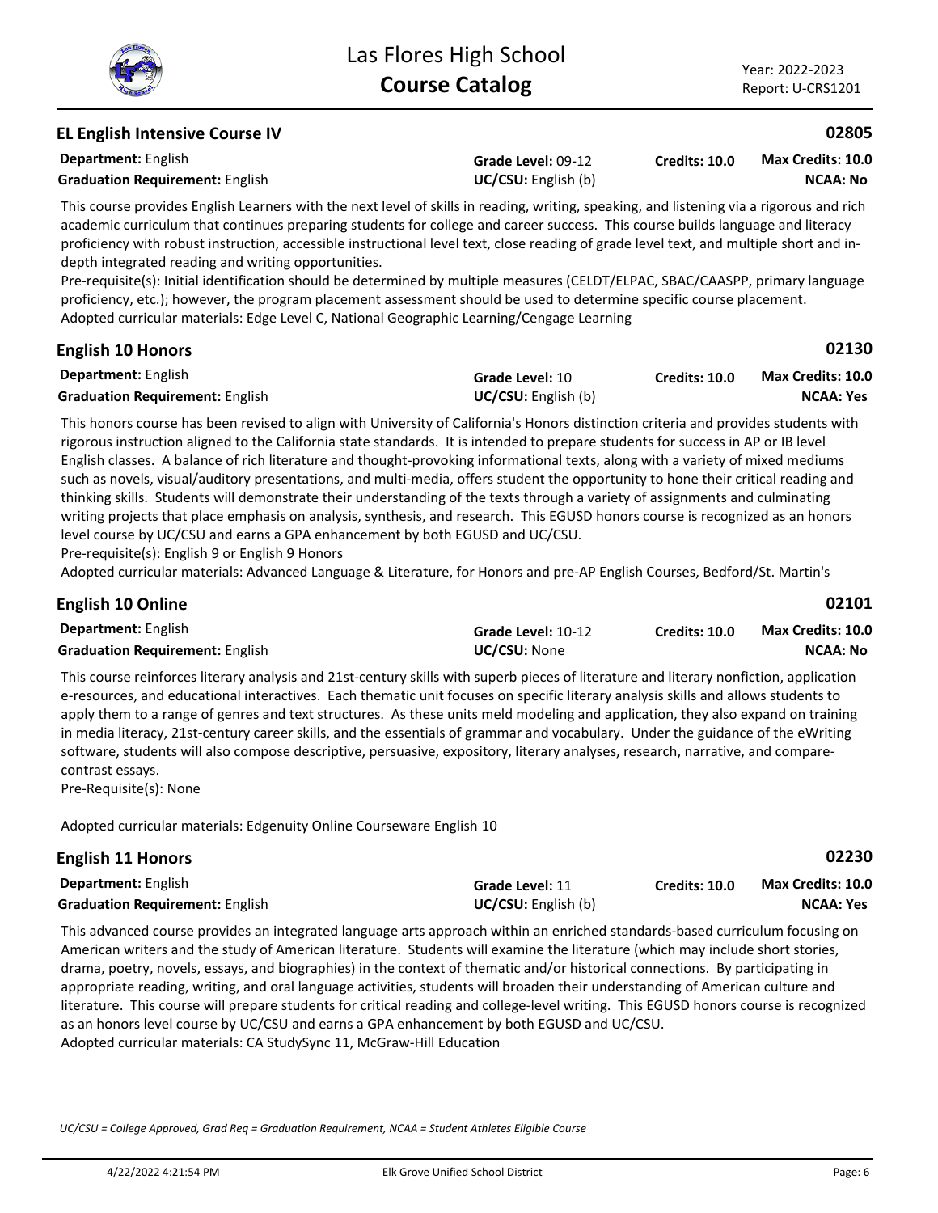## EL English Intensive Course IV

**02805**

**Department:** English | **Grade Level:** 09-12 | **Credits: 10.0** | **Max Credits: 10.0**

**Graduation Requirement:** English | **UC/CSU:** English (b) | **NCAA: No**

This course provides English Learners with the next level of skills in reading, writing, speaking, and listening via a rigorous and rich academic curriculum that continues preparing students for college and career success. This course builds language and literacy proficiency with robust instruction, accessible instructional level text, close reading of grade level text, and multiple short and in-depth integrated reading and writing opportunities.

Pre-requisite(s): Initial identification should be determined by multiple measures (CELDT/ELPAC, SBAC/CAASPP, primary language proficiency, etc.); however, the program placement assessment should be used to determine specific course placement.

Adopted curricular materials: Edge Level C, National Geographic Learning/Cengage Learning

## English 10 Honors

**02130**

**Department:** English | **Grade Level:** 10 | **Credits: 10.0** | **Max Credits: 10.0**

**Graduation Requirement:** English | **UC/CSU:** English (b) | **NCAA: Yes**

This honors course has been revised to align with University of California's Honors distinction criteria and provides students with rigorous instruction aligned to the California state standards. It is intended to prepare students for success in AP or IB level English classes. A balance of rich literature and thought-provoking informational texts, along with a variety of mixed mediums such as novels, visual/auditory presentations, and multi-media, offers student the opportunity to hone their critical reading and thinking skills. Students will demonstrate their understanding of the texts through a variety of assignments and culminating writing projects that place emphasis on analysis, synthesis, and research. This EGUSD honors course is recognized as an honors level course by UC/CSU and earns a GPA enhancement by both EGUSD and UC/CSU.

Pre-requisite(s): English 9 or English 9 Honors

Adopted curricular materials: Advanced Language & Literature, for Honors and pre-AP English Courses, Bedford/St. Martin's

## English 10 Online

**02101**

**Department:** English | **Grade Level:** 10-12 | **Credits: 10.0** | **Max Credits: 10.0**

**Graduation Requirement:** English | **UC/CSU:** None | **NCAA: No**

This course reinforces literary analysis and 21st-century skills with superb pieces of literature and literary nonfiction, application e-resources, and educational interactives. Each thematic unit focuses on specific literary analysis skills and allows students to apply them to a range of genres and text structures. As these units meld modeling and application, they also expand on training in media literacy, 21st-century career skills, and the essentials of grammar and vocabulary. Under the guidance of the eWriting software, students will also compose descriptive, persuasive, expository, literary analyses, research, narrative, and compare-contrast essays.

Pre-Requisite(s): None

Adopted curricular materials: Edgenuity Online Courseware English 10

## English 11 Honors

**02230**

**Department:** English | **Grade Level:** 11 | **Credits: 10.0** | **Max Credits: 10.0**

**Graduation Requirement:** English | **UC/CSU:** English (b) | **NCAA: Yes**

This advanced course provides an integrated language arts approach within an enriched standards-based curriculum focusing on American writers and the study of American literature. Students will examine the literature (which may include short stories, drama, poetry, novels, essays, and biographies) in the context of thematic and/or historical connections. By participating in appropriate reading, writing, and oral language activities, students will broaden their understanding of American culture and literature. This course will prepare students for critical reading and college-level writing. This EGUSD honors course is recognized as an honors level course by UC/CSU and earns a GPA enhancement by both EGUSD and UC/CSU.

Adopted curricular materials: CA StudySync 11, McGraw-Hill Education

*UC/CSU = College Approved, Grad Req = Graduation Requirement, NCAA = Student Athletes Eligible Course*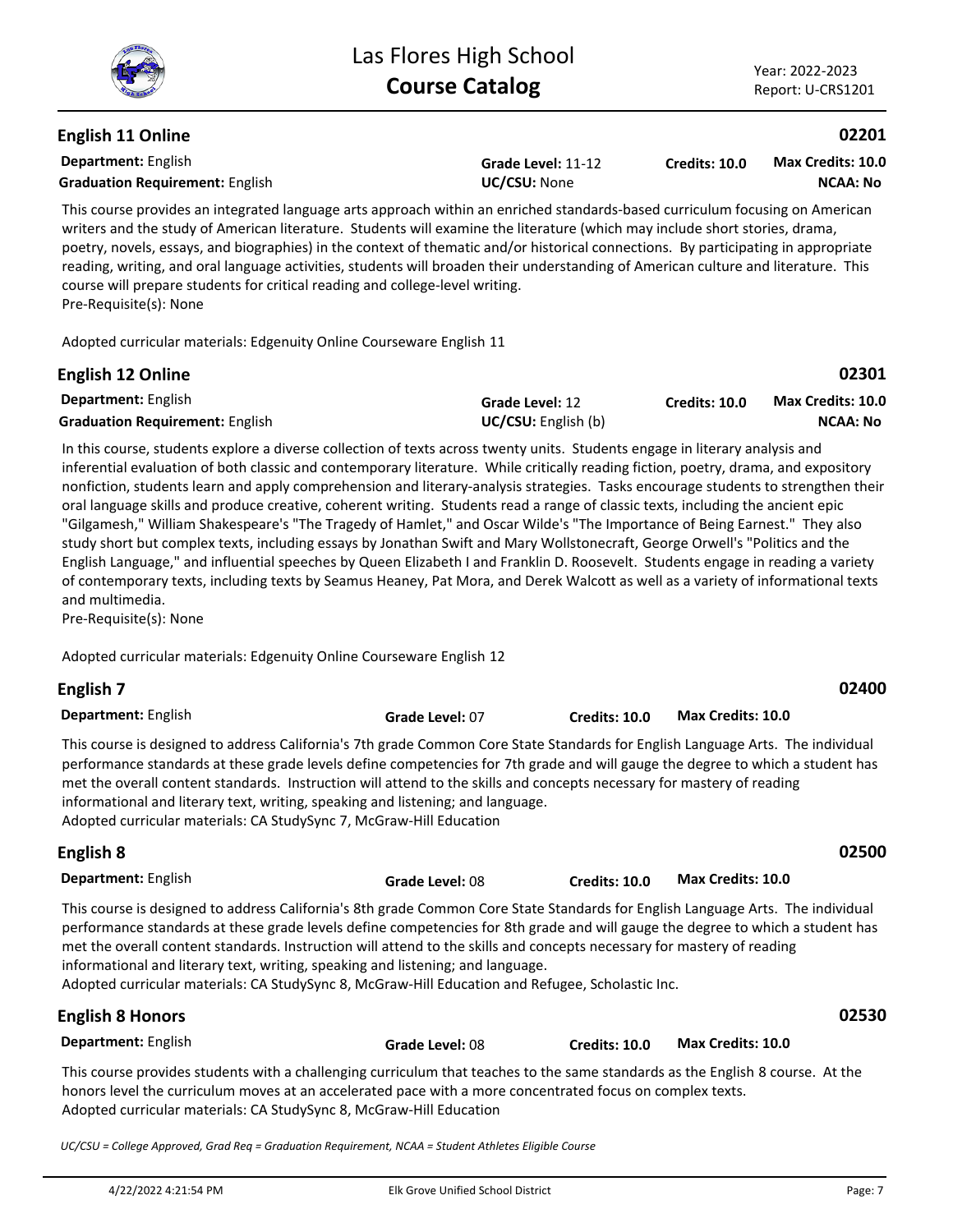## English 11 Online

**02201**

**Department:** English
**Grade Level:** 11-12
**Credits: 10.0**
**Max Credits: 10.0**
**Graduation Requirement:** English
**UC/CSU:** None
**NCAA: No**

This course provides an integrated language arts approach within an enriched standards-based curriculum focusing on American writers and the study of American literature. Students will examine the literature (which may include short stories, drama, poetry, novels, essays, and biographies) in the context of thematic and/or historical connections. By participating in appropriate reading, writing, and oral language activities, students will broaden their understanding of American culture and literature. This course will prepare students for critical reading and college-level writing.
Pre-Requisite(s): None

Adopted curricular materials: Edgenuity Online Courseware English 11

## English 12 Online

**02301**

**Department:** English
**Grade Level:** 12
**Credits: 10.0**
**Max Credits: 10.0**
**Graduation Requirement:** English
**UC/CSU:** English (b)
**NCAA: No**

In this course, students explore a diverse collection of texts across twenty units. Students engage in literary analysis and inferential evaluation of both classic and contemporary literature. While critically reading fiction, poetry, drama, and expository nonfiction, students learn and apply comprehension and literary-analysis strategies. Tasks encourage students to strengthen their oral language skills and produce creative, coherent writing. Students read a range of classic texts, including the ancient epic "Gilgamesh," William Shakespeare's "The Tragedy of Hamlet," and Oscar Wilde's "The Importance of Being Earnest." They also study short but complex texts, including essays by Jonathan Swift and Mary Wollstonecraft, George Orwell's "Politics and the English Language," and influential speeches by Queen Elizabeth I and Franklin D. Roosevelt. Students engage in reading a variety of contemporary texts, including texts by Seamus Heaney, Pat Mora, and Derek Walcott as well as a variety of informational texts and multimedia.
Pre-Requisite(s): None

Adopted curricular materials: Edgenuity Online Courseware English 12

## English 7

**02400**

**Department:** English
**Grade Level:** 07
**Credits: 10.0**
**Max Credits: 10.0**

This course is designed to address California's 7th grade Common Core State Standards for English Language Arts. The individual performance standards at these grade levels define competencies for 7th grade and will gauge the degree to which a student has met the overall content standards. Instruction will attend to the skills and concepts necessary for mastery of reading informational and literary text, writing, speaking and listening; and language.
Adopted curricular materials: CA StudySync 7, McGraw-Hill Education

## English 8

**02500**

**Department:** English
**Grade Level:** 08
**Credits: 10.0**
**Max Credits: 10.0**

This course is designed to address California's 8th grade Common Core State Standards for English Language Arts. The individual performance standards at these grade levels define competencies for 8th grade and will gauge the degree to which a student has met the overall content standards. Instruction will attend to the skills and concepts necessary for mastery of reading informational and literary text, writing, speaking and listening; and language.
Adopted curricular materials: CA StudySync 8, McGraw-Hill Education and Refugee, Scholastic Inc.

## English 8 Honors

**02530**

**Department:** English
**Grade Level:** 08
**Credits: 10.0**
**Max Credits: 10.0**

This course provides students with a challenging curriculum that teaches to the same standards as the English 8 course. At the honors level the curriculum moves at an accelerated pace with a more concentrated focus on complex texts.
Adopted curricular materials: CA StudySync 8, McGraw-Hill Education

*UC/CSU = College Approved, Grad Req = Graduation Requirement, NCAA = Student Athletes Eligible Course*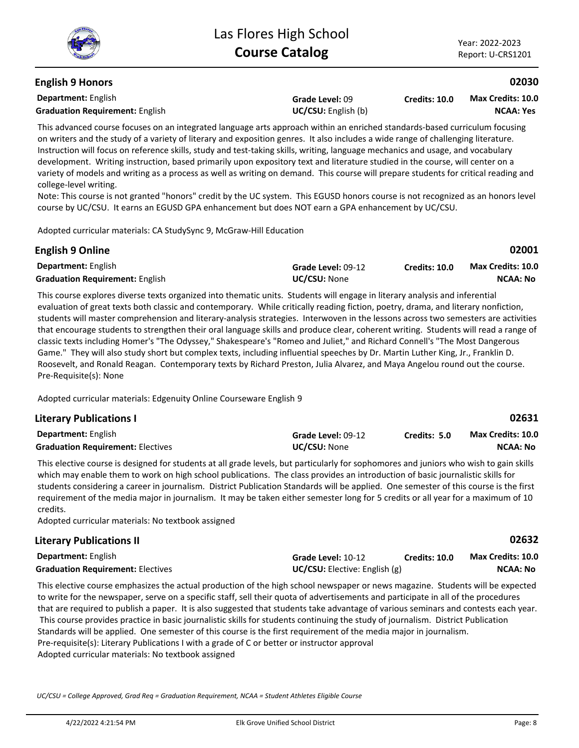## English 9 Honors

**02030**

| | | | |
|---|---|---|---|
| **Department:** English | **Grade Level:** 09 | **Credits: 10.0** | **Max Credits: 10.0** |
| **Graduation Requirement:** English | **UC/CSU:** English (b) | | **NCAA: Yes** |

This advanced course focuses on an integrated language arts approach within an enriched standards-based curriculum focusing on writers and the study of a variety of literary and exposition genres. It also includes a wide range of challenging literature. Instruction will focus on reference skills, study and test-taking skills, writing, language mechanics and usage, and vocabulary development. Writing instruction, based primarily upon expository text and literature studied in the course, will center on a variety of models and writing as a process as well as writing on demand. This course will prepare students for critical reading and college-level writing.
Note: This course is not granted "honors" credit by the UC system. This EGUSD honors course is not recognized as an honors level course by UC/CSU. It earns an EGUSD GPA enhancement but does NOT earn a GPA enhancement by UC/CSU.

Adopted curricular materials: CA StudySync 9, McGraw-Hill Education

## English 9 Online

**02001**

| | | | |
|---|---|---|---|
| **Department:** English | **Grade Level:** 09-12 | **Credits: 10.0** | **Max Credits: 10.0** |
| **Graduation Requirement:** English | **UC/CSU:** None | | **NCAA: No** |

This course explores diverse texts organized into thematic units. Students will engage in literary analysis and inferential evaluation of great texts both classic and contemporary. While critically reading fiction, poetry, drama, and literary nonfiction, students will master comprehension and literary-analysis strategies. Interwoven in the lessons across two semesters are activities that encourage students to strengthen their oral language skills and produce clear, coherent writing. Students will read a range of classic texts including Homer's "The Odyssey," Shakespeare's "Romeo and Juliet," and Richard Connell's "The Most Dangerous Game." They will also study short but complex texts, including influential speeches by Dr. Martin Luther King, Jr., Franklin D. Roosevelt, and Ronald Reagan. Contemporary texts by Richard Preston, Julia Alvarez, and Maya Angelou round out the course.
Pre-Requisite(s): None

Adopted curricular materials: Edgenuity Online Courseware English 9

## Literary Publications I

**02631**

| | | | |
|---|---|---|---|
| **Department:** English | **Grade Level:** 09-12 | **Credits: 5.0** | **Max Credits: 10.0** |
| **Graduation Requirement:** Electives | **UC/CSU:** None | | **NCAA: No** |

This elective course is designed for students at all grade levels, but particularly for sophomores and juniors who wish to gain skills which may enable them to work on high school publications. The class provides an introduction of basic journalistic skills for students considering a career in journalism. District Publication Standards will be applied. One semester of this course is the first requirement of the media major in journalism. It may be taken either semester long for 5 credits or all year for a maximum of 10 credits.
Adopted curricular materials: No textbook assigned

## Literary Publications II

**02632**

| | | | |
|---|---|---|---|
| **Department:** English | **Grade Level:** 10-12 | **Credits: 10.0** | **Max Credits: 10.0** |
| **Graduation Requirement:** Electives | **UC/CSU:** Elective: English (g) | | **NCAA: No** |

This elective course emphasizes the actual production of the high school newspaper or news magazine. Students will be expected to write for the newspaper, serve on a specific staff, sell their quota of advertisements and participate in all of the procedures that are required to publish a paper. It is also suggested that students take advantage of various seminars and contests each year. This course provides practice in basic journalistic skills for students continuing the study of journalism. District Publication Standards will be applied. One semester of this course is the first requirement of the media major in journalism.
Pre-requisite(s): Literary Publications I with a grade of C or better or instructor approval
Adopted curricular materials: No textbook assigned

*UC/CSU = College Approved, Grad Req = Graduation Requirement, NCAA = Student Athletes Eligible Course*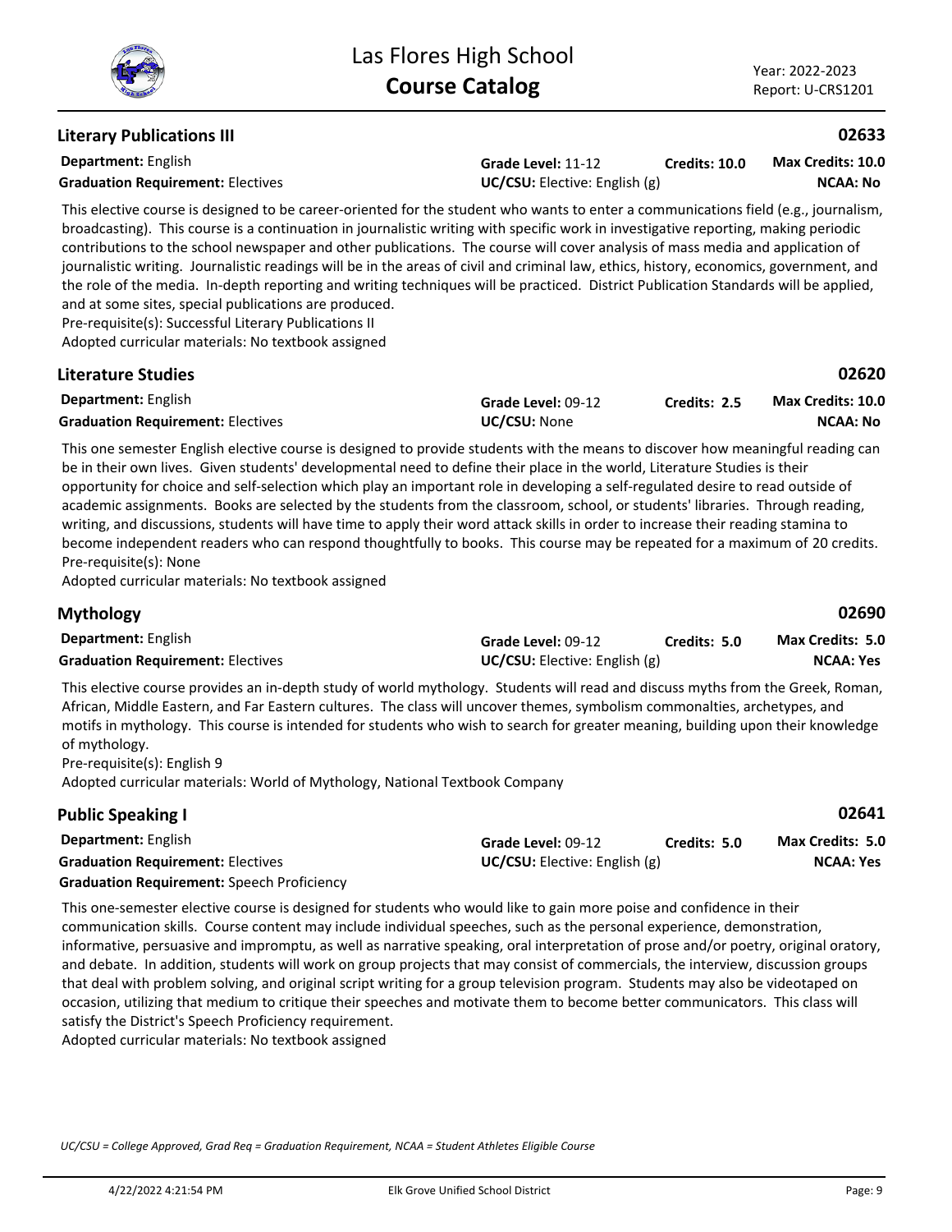## Literary Publications III

**02633**

**Department:** English
**Grade Level:** 11-12
**Credits:** 10.0
**Max Credits:** 10.0
**Graduation Requirement:** Electives
**UC/CSU:** Elective: English (g)
**NCAA:** No

This elective course is designed to be career-oriented for the student who wants to enter a communications field (e.g., journalism, broadcasting). This course is a continuation in journalistic writing with specific work in investigative reporting, making periodic contributions to the school newspaper and other publications. The course will cover analysis of mass media and application of journalistic writing. Journalistic readings will be in the areas of civil and criminal law, ethics, history, economics, government, and the role of the media. In-depth reporting and writing techniques will be practiced. District Publication Standards will be applied, and at some sites, special publications are produced.
Pre-requisite(s): Successful Literary Publications II
Adopted curricular materials: No textbook assigned

## Literature Studies

**02620**

**Department:** English
**Grade Level:** 09-12
**Credits:** 2.5
**Max Credits:** 10.0
**Graduation Requirement:** Electives
**UC/CSU:** None
**NCAA:** No

This one semester English elective course is designed to provide students with the means to discover how meaningful reading can be in their own lives. Given students' developmental need to define their place in the world, Literature Studies is their opportunity for choice and self-selection which play an important role in developing a self-regulated desire to read outside of academic assignments. Books are selected by the students from the classroom, school, or students' libraries. Through reading, writing, and discussions, students will have time to apply their word attack skills in order to increase their reading stamina to become independent readers who can respond thoughtfully to books. This course may be repeated for a maximum of 20 credits.
Pre-requisite(s): None
Adopted curricular materials: No textbook assigned

## Mythology

**02690**

**Department:** English
**Grade Level:** 09-12
**Credits:** 5.0
**Max Credits:** 5.0
**Graduation Requirement:** Electives
**UC/CSU:** Elective: English (g)
**NCAA:** Yes

This elective course provides an in-depth study of world mythology. Students will read and discuss myths from the Greek, Roman, African, Middle Eastern, and Far Eastern cultures. The class will uncover themes, symbolism commonalties, archetypes, and motifs in mythology. This course is intended for students who wish to search for greater meaning, building upon their knowledge of mythology.
Pre-requisite(s): English 9
Adopted curricular materials: World of Mythology, National Textbook Company

## Public Speaking I

**02641**

**Department:** English
**Grade Level:** 09-12
**Credits:** 5.0
**Max Credits:** 5.0
**Graduation Requirement:** Electives
**UC/CSU:** Elective: English (g)
**NCAA:** Yes
**Graduation Requirement:** Speech Proficiency

This one-semester elective course is designed for students who would like to gain more poise and confidence in their communication skills. Course content may include individual speeches, such as the personal experience, demonstration, informative, persuasive and impromptu, as well as narrative speaking, oral interpretation of prose and/or poetry, original oratory, and debate. In addition, students will work on group projects that may consist of commercials, the interview, discussion groups that deal with problem solving, and original script writing for a group television program. Students may also be videotaped on occasion, utilizing that medium to critique their speeches and motivate them to become better communicators. This class will satisfy the District's Speech Proficiency requirement.
Adopted curricular materials: No textbook assigned

*UC/CSU = College Approved, Grad Req = Graduation Requirement, NCAA = Student Athletes Eligible Course*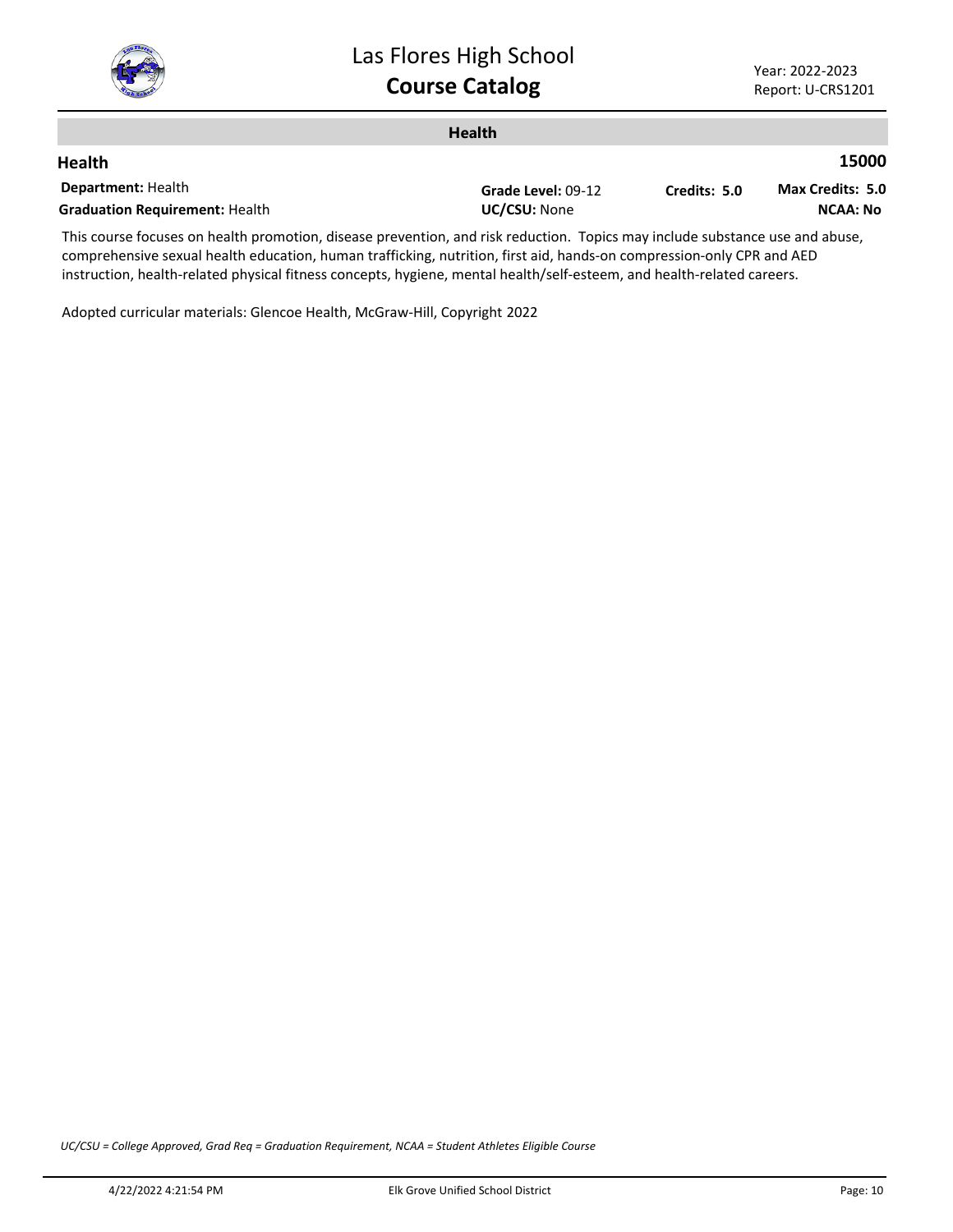## Health

### Health — 15000

**Department:** Health | **Grade Level:** 09-12 | **Credits:** 5.0 | **Max Credits:** 5.0

**Graduation Requirement:** Health | **UC/CSU:** None | **NCAA:** No

This course focuses on health promotion, disease prevention, and risk reduction. Topics may include substance use and abuse, comprehensive sexual health education, human trafficking, nutrition, first aid, hands-on compression-only CPR and AED instruction, health-related physical fitness concepts, hygiene, mental health/self-esteem, and health-related careers.

Adopted curricular materials: Glencoe Health, McGraw-Hill, Copyright 2022

*UC/CSU = College Approved, Grad Req = Graduation Requirement, NCAA = Student Athletes Eligible Course*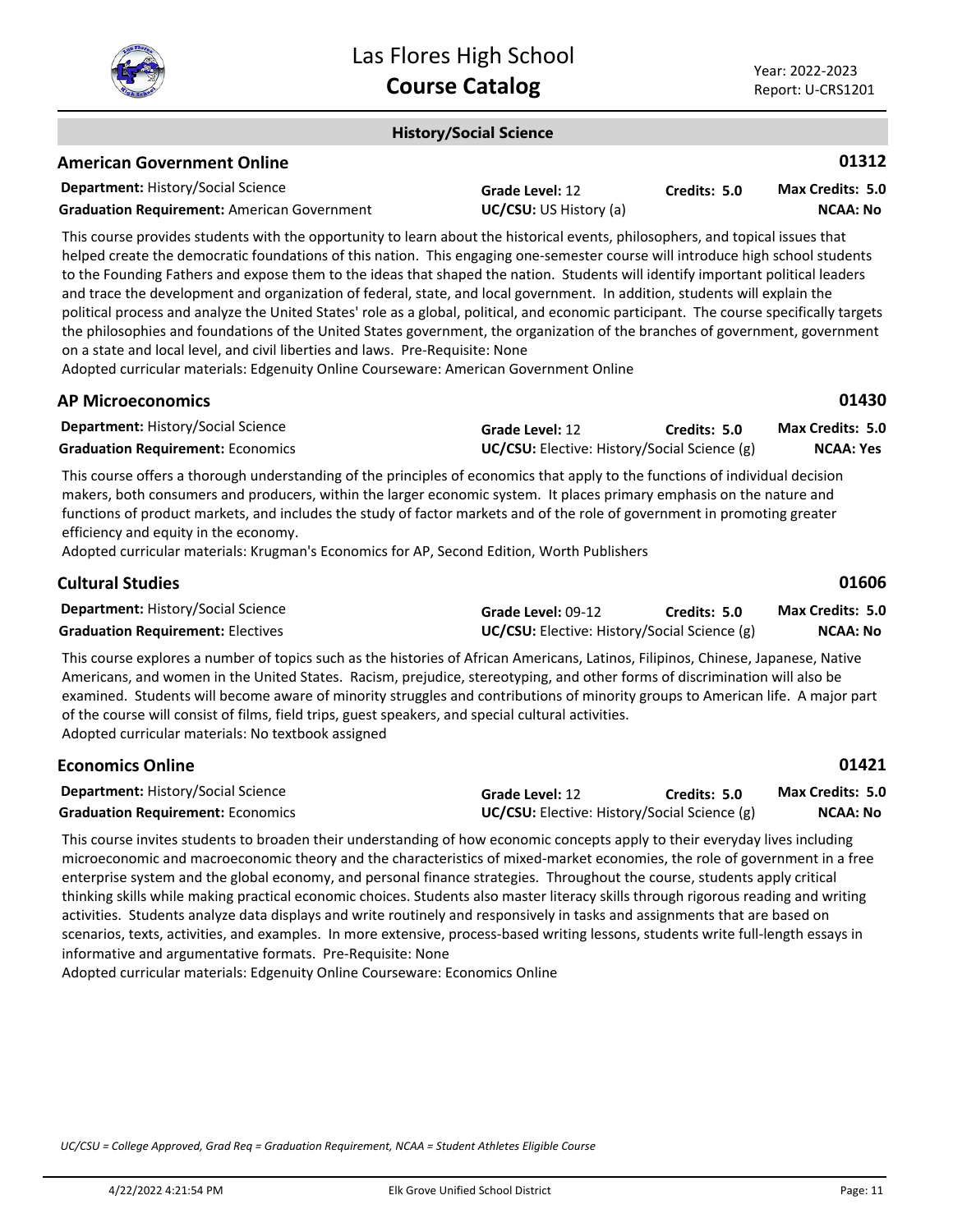## History/Social Science

### American Government Online

**01312**

**Department:** History/Social Science
**Graduation Requirement:** American Government
**Grade Level:** 12
**UC/CSU:** US History (a)
**Credits:** 5.0
**Max Credits:** 5.0
**NCAA:** No

This course provides students with the opportunity to learn about the historical events, philosophers, and topical issues that helped create the democratic foundations of this nation. This engaging one-semester course will introduce high school students to the Founding Fathers and expose them to the ideas that shaped the nation. Students will identify important political leaders and trace the development and organization of federal, state, and local government. In addition, students will explain the political process and analyze the United States' role as a global, political, and economic participant. The course specifically targets the philosophies and foundations of the United States government, the organization of the branches of government, government on a state and local level, and civil liberties and laws. Pre-Requisite: None
Adopted curricular materials: Edgenuity Online Courseware: American Government Online

### AP Microeconomics

**01430**

**Department:** History/Social Science
**Graduation Requirement:** Economics
**Grade Level:** 12
**UC/CSU:** Elective: History/Social Science (g)
**Credits:** 5.0
**Max Credits:** 5.0
**NCAA:** Yes

This course offers a thorough understanding of the principles of economics that apply to the functions of individual decision makers, both consumers and producers, within the larger economic system. It places primary emphasis on the nature and functions of product markets, and includes the study of factor markets and of the role of government in promoting greater efficiency and equity in the economy.
Adopted curricular materials: Krugman's Economics for AP, Second Edition, Worth Publishers

### Cultural Studies

**01606**

**Department:** History/Social Science
**Graduation Requirement:** Electives
**Grade Level:** 09-12
**UC/CSU:** Elective: History/Social Science (g)
**Credits:** 5.0
**Max Credits:** 5.0
**NCAA:** No

This course explores a number of topics such as the histories of African Americans, Latinos, Filipinos, Chinese, Japanese, Native Americans, and women in the United States. Racism, prejudice, stereotyping, and other forms of discrimination will also be examined. Students will become aware of minority struggles and contributions of minority groups to American life. A major part of the course will consist of films, field trips, guest speakers, and special cultural activities.
Adopted curricular materials: No textbook assigned

### Economics Online

**01421**

**Department:** History/Social Science
**Graduation Requirement:** Economics
**Grade Level:** 12
**UC/CSU:** Elective: History/Social Science (g)
**Credits:** 5.0
**Max Credits:** 5.0
**NCAA:** No

This course invites students to broaden their understanding of how economic concepts apply to their everyday lives including microeconomic and macroeconomic theory and the characteristics of mixed-market economies, the role of government in a free enterprise system and the global economy, and personal finance strategies. Throughout the course, students apply critical thinking skills while making practical economic choices. Students also master literacy skills through rigorous reading and writing activities. Students analyze data displays and write routinely and responsively in tasks and assignments that are based on scenarios, texts, activities, and examples. In more extensive, process-based writing lessons, students write full-length essays in informative and argumentative formats. Pre-Requisite: None
Adopted curricular materials: Edgenuity Online Courseware: Economics Online

*UC/CSU = College Approved, Grad Req = Graduation Requirement, NCAA = Student Athletes Eligible Course*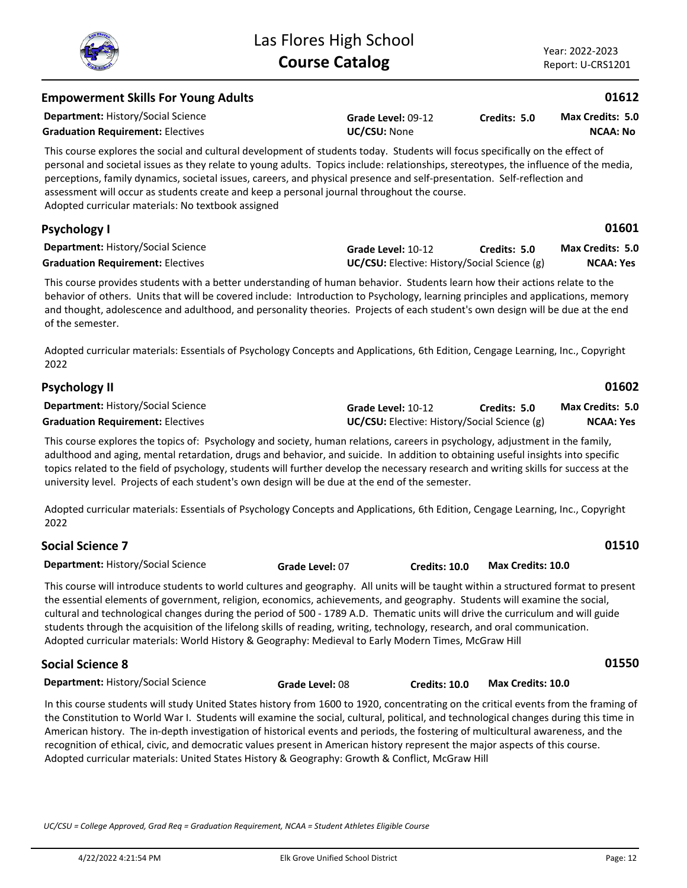## Empowerment Skills For Young Adults

**01612**

**Department:** History/Social Science | **Grade Level:** 09-12 | **Credits:** 5.0 | **Max Credits:** 5.0
**Graduation Requirement:** Electives | **UC/CSU:** None | **NCAA:** No

This course explores the social and cultural development of students today. Students will focus specifically on the effect of personal and societal issues as they relate to young adults. Topics include: relationships, stereotypes, the influence of the media, perceptions, family dynamics, societal issues, careers, and physical presence and self-presentation. Self-reflection and assessment will occur as students create and keep a personal journal throughout the course.
Adopted curricular materials: No textbook assigned

## Psychology I

**01601**

**Department:** History/Social Science | **Grade Level:** 10-12 | **Credits:** 5.0 | **Max Credits:** 5.0
**Graduation Requirement:** Electives | **UC/CSU:** Elective: History/Social Science (g) | **NCAA:** Yes

This course provides students with a better understanding of human behavior. Students learn how their actions relate to the behavior of others. Units that will be covered include: Introduction to Psychology, learning principles and applications, memory and thought, adolescence and adulthood, and personality theories. Projects of each student's own design will be due at the end of the semester.

Adopted curricular materials: Essentials of Psychology Concepts and Applications, 6th Edition, Cengage Learning, Inc., Copyright 2022

## Psychology II

**01602**

**Department:** History/Social Science | **Grade Level:** 10-12 | **Credits:** 5.0 | **Max Credits:** 5.0
**Graduation Requirement:** Electives | **UC/CSU:** Elective: History/Social Science (g) | **NCAA:** Yes

This course explores the topics of: Psychology and society, human relations, careers in psychology, adjustment in the family, adulthood and aging, mental retardation, drugs and behavior, and suicide. In addition to obtaining useful insights into specific topics related to the field of psychology, students will further develop the necessary research and writing skills for success at the university level. Projects of each student's own design will be due at the end of the semester.

Adopted curricular materials: Essentials of Psychology Concepts and Applications, 6th Edition, Cengage Learning, Inc., Copyright 2022

## Social Science 7

**01510**

**Department:** History/Social Science | **Grade Level:** 07 | **Credits:** 10.0 | **Max Credits:** 10.0

This course will introduce students to world cultures and geography. All units will be taught within a structured format to present the essential elements of government, religion, economics, achievements, and geography. Students will examine the social, cultural and technological changes during the period of 500 - 1789 A.D. Thematic units will drive the curriculum and will guide students through the acquisition of the lifelong skills of reading, writing, technology, research, and oral communication.
Adopted curricular materials: World History & Geography: Medieval to Early Modern Times, McGraw Hill

## Social Science 8

**01550**

**Department:** History/Social Science | **Grade Level:** 08 | **Credits:** 10.0 | **Max Credits:** 10.0

In this course students will study United States history from 1600 to 1920, concentrating on the critical events from the framing of the Constitution to World War I. Students will examine the social, cultural, political, and technological changes during this time in American history. The in-depth investigation of historical events and periods, the fostering of multicultural awareness, and the recognition of ethical, civic, and democratic values present in American history represent the major aspects of this course.
Adopted curricular materials: United States History & Geography: Growth & Conflict, McGraw Hill

*UC/CSU = College Approved, Grad Req = Graduation Requirement, NCAA = Student Athletes Eligible Course*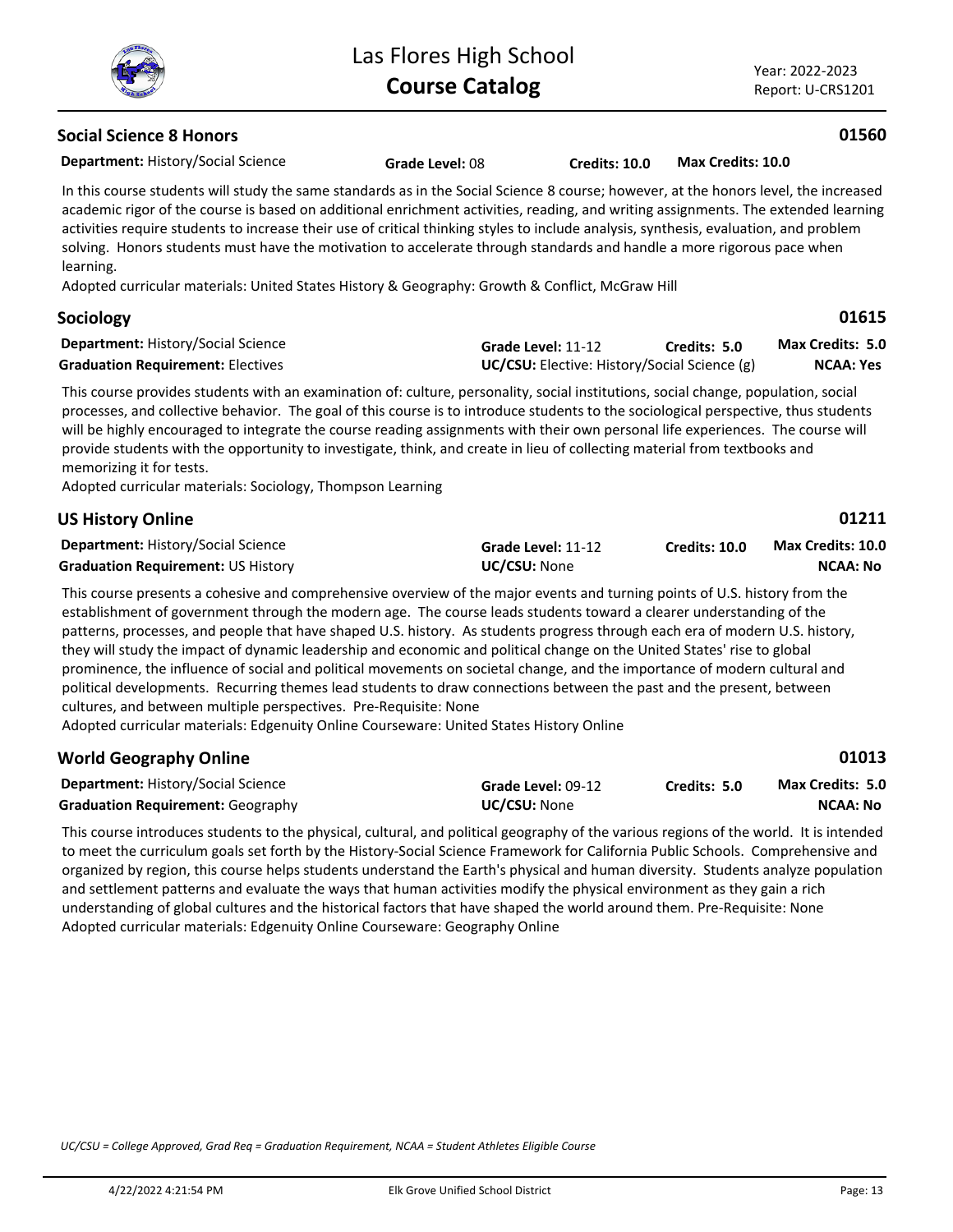## Social Science 8 Honors

**01560**

**Department:** History/Social Science **Grade Level:** 08 **Credits: 10.0** **Max Credits: 10.0**

In this course students will study the same standards as in the Social Science 8 course; however, at the honors level, the increased academic rigor of the course is based on additional enrichment activities, reading, and writing assignments. The extended learning activities require students to increase their use of critical thinking styles to include analysis, synthesis, evaluation, and problem solving. Honors students must have the motivation to accelerate through standards and handle a more rigorous pace when learning.

Adopted curricular materials: United States History & Geography: Growth & Conflict, McGraw Hill

## Sociology

**01615**

**Department:** History/Social Science **Grade Level:** 11-12 **Credits: 5.0** **Max Credits: 5.0**

**Graduation Requirement:** Electives **UC/CSU:** Elective: History/Social Science (g) **NCAA: Yes**

This course provides students with an examination of: culture, personality, social institutions, social change, population, social processes, and collective behavior. The goal of this course is to introduce students to the sociological perspective, thus students will be highly encouraged to integrate the course reading assignments with their own personal life experiences. The course will provide students with the opportunity to investigate, think, and create in lieu of collecting material from textbooks and memorizing it for tests.

Adopted curricular materials: Sociology, Thompson Learning

## US History Online

**01211**

**Department:** History/Social Science **Grade Level:** 11-12 **Credits: 10.0** **Max Credits: 10.0**

**Graduation Requirement:** US History **UC/CSU:** None **NCAA: No**

This course presents a cohesive and comprehensive overview of the major events and turning points of U.S. history from the establishment of government through the modern age. The course leads students toward a clearer understanding of the patterns, processes, and people that have shaped U.S. history. As students progress through each era of modern U.S. history, they will study the impact of dynamic leadership and economic and political change on the United States' rise to global prominence, the influence of social and political movements on societal change, and the importance of modern cultural and political developments. Recurring themes lead students to draw connections between the past and the present, between cultures, and between multiple perspectives. Pre-Requisite: None

Adopted curricular materials: Edgenuity Online Courseware: United States History Online

## World Geography Online

**01013**

**Department:** History/Social Science **Grade Level:** 09-12 **Credits: 5.0** **Max Credits: 5.0**

**Graduation Requirement:** Geography **UC/CSU:** None **NCAA: No**

This course introduces students to the physical, cultural, and political geography of the various regions of the world. It is intended to meet the curriculum goals set forth by the History-Social Science Framework for California Public Schools. Comprehensive and organized by region, this course helps students understand the Earth's physical and human diversity. Students analyze population and settlement patterns and evaluate the ways that human activities modify the physical environment as they gain a rich understanding of global cultures and the historical factors that have shaped the world around them. Pre-Requisite: None

Adopted curricular materials: Edgenuity Online Courseware: Geography Online

*UC/CSU = College Approved, Grad Req = Graduation Requirement, NCAA = Student Athletes Eligible Course*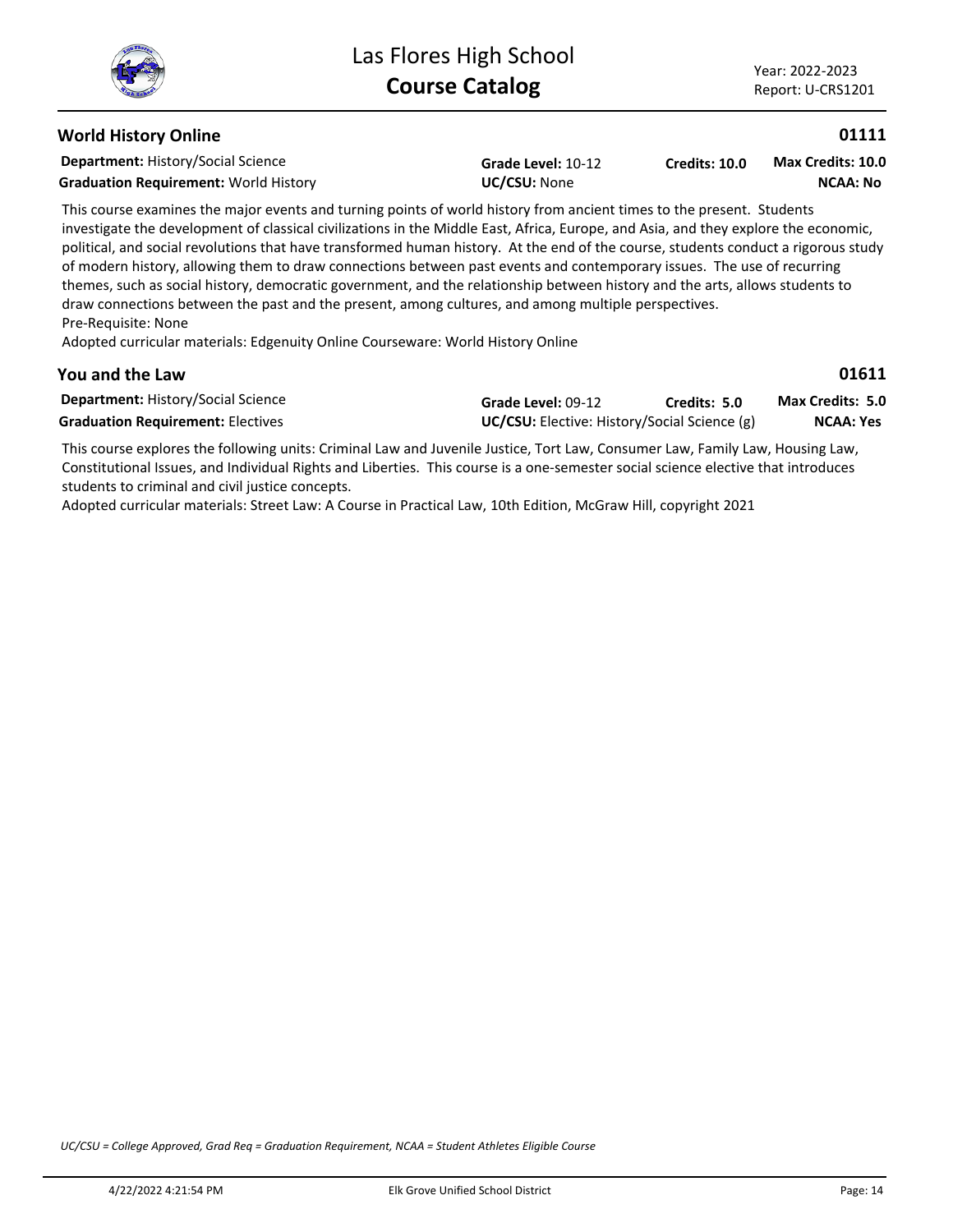## World History Online

**01111**

**Department:** History/Social Science
**Graduation Requirement:** World History
**Grade Level:** 10-12
**UC/CSU:** None
**Credits:** 10.0
**Max Credits:** 10.0
**NCAA:** No

This course examines the major events and turning points of world history from ancient times to the present. Students investigate the development of classical civilizations in the Middle East, Africa, Europe, and Asia, and they explore the economic, political, and social revolutions that have transformed human history. At the end of the course, students conduct a rigorous study of modern history, allowing them to draw connections between past events and contemporary issues. The use of recurring themes, such as social history, democratic government, and the relationship between history and the arts, allows students to draw connections between the past and the present, among cultures, and among multiple perspectives.

Pre-Requisite: None

Adopted curricular materials: Edgenuity Online Courseware: World History Online

## You and the Law

**01611**

**Department:** History/Social Science
**Graduation Requirement:** Electives
**Grade Level:** 09-12
**UC/CSU:** Elective: History/Social Science (g)
**Credits:** 5.0
**Max Credits:** 5.0
**NCAA:** Yes

This course explores the following units: Criminal Law and Juvenile Justice, Tort Law, Consumer Law, Family Law, Housing Law, Constitutional Issues, and Individual Rights and Liberties. This course is a one-semester social science elective that introduces students to criminal and civil justice concepts.

Adopted curricular materials: Street Law: A Course in Practical Law, 10th Edition, McGraw Hill, copyright 2021

*UC/CSU = College Approved, Grad Req = Graduation Requirement, NCAA = Student Athletes Eligible Course*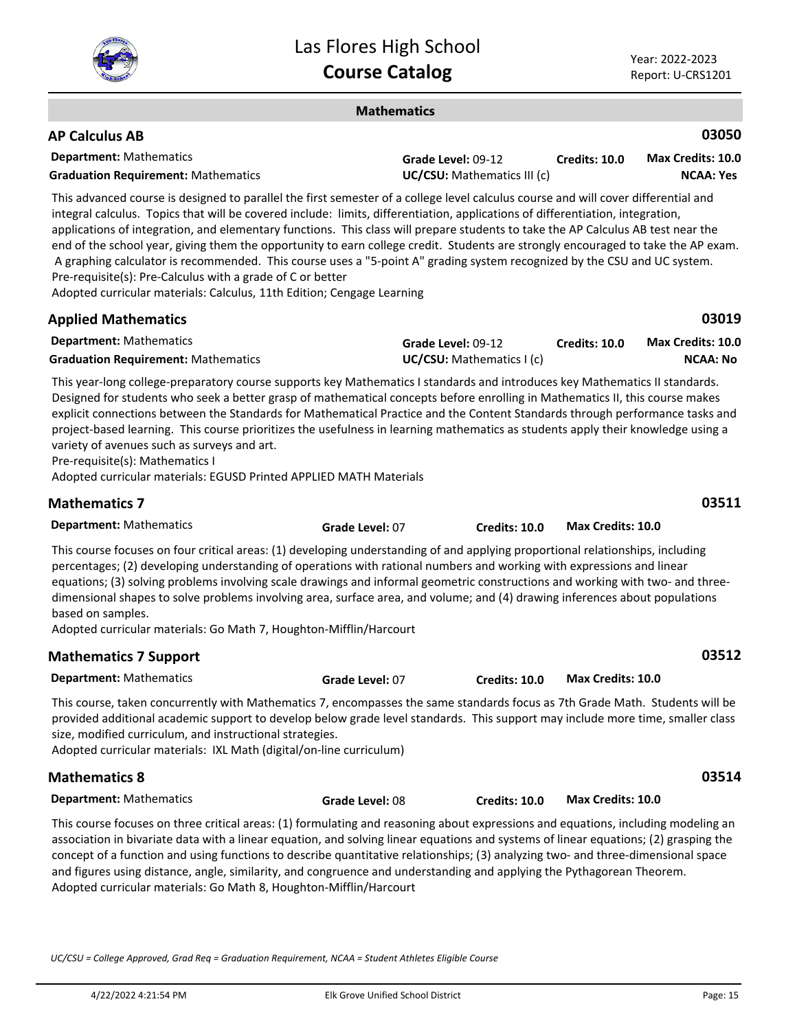## Mathematics

### AP Calculus AB — 03050

**Department:** Mathematics | **Grade Level:** 09-12 | **Credits:** 10.0 | **Max Credits:** 10.0

**Graduation Requirement:** Mathematics | **UC/CSU:** Mathematics III (c) | **NCAA:** Yes

This advanced course is designed to parallel the first semester of a college level calculus course and will cover differential and integral calculus. Topics that will be covered include: limits, differentiation, applications of differentiation, integration, applications of integration, and elementary functions. This class will prepare students to take the AP Calculus AB test near the end of the school year, giving them the opportunity to earn college credit. Students are strongly encouraged to take the AP exam. A graphing calculator is recommended. This course uses a "5-point A" grading system recognized by the CSU and UC system.
Pre-requisite(s): Pre-Calculus with a grade of C or better
Adopted curricular materials: Calculus, 11th Edition; Cengage Learning

### Applied Mathematics — 03019

**Department:** Mathematics | **Grade Level:** 09-12 | **Credits:** 10.0 | **Max Credits:** 10.0

**Graduation Requirement:** Mathematics | **UC/CSU:** Mathematics I (c) | **NCAA:** No

This year-long college-preparatory course supports key Mathematics I standards and introduces key Mathematics II standards. Designed for students who seek a better grasp of mathematical concepts before enrolling in Mathematics II, this course makes explicit connections between the Standards for Mathematical Practice and the Content Standards through performance tasks and project-based learning. This course prioritizes the usefulness in learning mathematics as students apply their knowledge using a variety of avenues such as surveys and art.
Pre-requisite(s): Mathematics I
Adopted curricular materials: EGUSD Printed APPLIED MATH Materials

### Mathematics 7 — 03511

**Department:** Mathematics | **Grade Level:** 07 | **Credits:** 10.0 | **Max Credits:** 10.0

This course focuses on four critical areas: (1) developing understanding of and applying proportional relationships, including percentages; (2) developing understanding of operations with rational numbers and working with expressions and linear equations; (3) solving problems involving scale drawings and informal geometric constructions and working with two- and three-dimensional shapes to solve problems involving area, surface area, and volume; and (4) drawing inferences about populations based on samples.
Adopted curricular materials: Go Math 7, Houghton-Mifflin/Harcourt

### Mathematics 7 Support — 03512

**Department:** Mathematics | **Grade Level:** 07 | **Credits:** 10.0 | **Max Credits:** 10.0

This course, taken concurrently with Mathematics 7, encompasses the same standards focus as 7th Grade Math. Students will be provided additional academic support to develop below grade level standards. This support may include more time, smaller class size, modified curriculum, and instructional strategies.
Adopted curricular materials: IXL Math (digital/on-line curriculum)

### Mathematics 8 — 03514

**Department:** Mathematics | **Grade Level:** 08 | **Credits:** 10.0 | **Max Credits:** 10.0

This course focuses on three critical areas: (1) formulating and reasoning about expressions and equations, including modeling an association in bivariate data with a linear equation, and solving linear equations and systems of linear equations; (2) grasping the concept of a function and using functions to describe quantitative relationships; (3) analyzing two- and three-dimensional space and figures using distance, angle, similarity, and congruence and understanding and applying the Pythagorean Theorem.
Adopted curricular materials: Go Math 8, Houghton-Mifflin/Harcourt

*UC/CSU = College Approved, Grad Req = Graduation Requirement, NCAA = Student Athletes Eligible Course*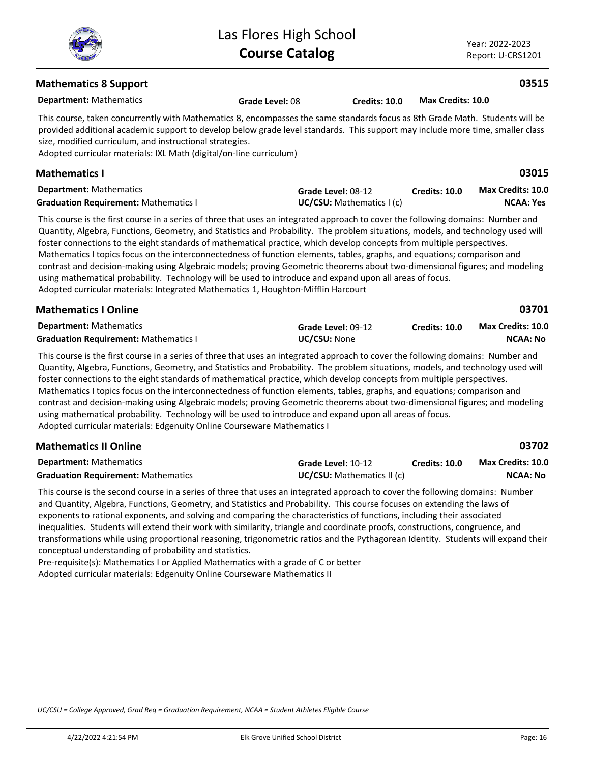## Mathematics 8 Support — 03515

**Department:** Mathematics | **Grade Level:** 08 | **Credits:** 10.0 | **Max Credits:** 10.0

This course, taken concurrently with Mathematics 8, encompasses the same standards focus as 8th Grade Math. Students will be provided additional academic support to develop below grade level standards. This support may include more time, smaller class size, modified curriculum, and instructional strategies.
Adopted curricular materials: IXL Math (digital/on-line curriculum)

## Mathematics I — 03015

**Department:** Mathematics | **Grade Level:** 08-12 | **Credits:** 10.0 | **Max Credits:** 10.0
**Graduation Requirement:** Mathematics I | **UC/CSU:** Mathematics I (c) | **NCAA:** Yes

This course is the first course in a series of three that uses an integrated approach to cover the following domains: Number and Quantity, Algebra, Functions, Geometry, and Statistics and Probability. The problem situations, models, and technology used will foster connections to the eight standards of mathematical practice, which develop concepts from multiple perspectives. Mathematics I topics focus on the interconnectedness of function elements, tables, graphs, and equations; comparison and contrast and decision-making using Algebraic models; proving Geometric theorems about two-dimensional figures; and modeling using mathematical probability. Technology will be used to introduce and expand upon all areas of focus.
Adopted curricular materials: Integrated Mathematics 1, Houghton-Mifflin Harcourt

## Mathematics I Online — 03701

**Department:** Mathematics | **Grade Level:** 09-12 | **Credits:** 10.0 | **Max Credits:** 10.0
**Graduation Requirement:** Mathematics I | **UC/CSU:** None | **NCAA:** No

This course is the first course in a series of three that uses an integrated approach to cover the following domains: Number and Quantity, Algebra, Functions, Geometry, and Statistics and Probability. The problem situations, models, and technology used will foster connections to the eight standards of mathematical practice, which develop concepts from multiple perspectives. Mathematics I topics focus on the interconnectedness of function elements, tables, graphs, and equations; comparison and contrast and decision-making using Algebraic models; proving Geometric theorems about two-dimensional figures; and modeling using mathematical probability. Technology will be used to introduce and expand upon all areas of focus.
Adopted curricular materials: Edgenuity Online Courseware Mathematics I

## Mathematics II Online — 03702

**Department:** Mathematics | **Grade Level:** 10-12 | **Credits:** 10.0 | **Max Credits:** 10.0
**Graduation Requirement:** Mathematics | **UC/CSU:** Mathematics II (c) | **NCAA:** No

This course is the second course in a series of three that uses an integrated approach to cover the following domains: Number and Quantity, Algebra, Functions, Geometry, and Statistics and Probability. This course focuses on extending the laws of exponents to rational exponents, and solving and comparing the characteristics of functions, including their associated inequalities. Students will extend their work with similarity, triangle and coordinate proofs, constructions, congruence, and transformations while using proportional reasoning, trigonometric ratios and the Pythagorean Identity. Students will expand their conceptual understanding of probability and statistics.
Pre-requisite(s): Mathematics I or Applied Mathematics with a grade of C or better
Adopted curricular materials: Edgenuity Online Courseware Mathematics II

*UC/CSU = College Approved, Grad Req = Graduation Requirement, NCAA = Student Athletes Eligible Course*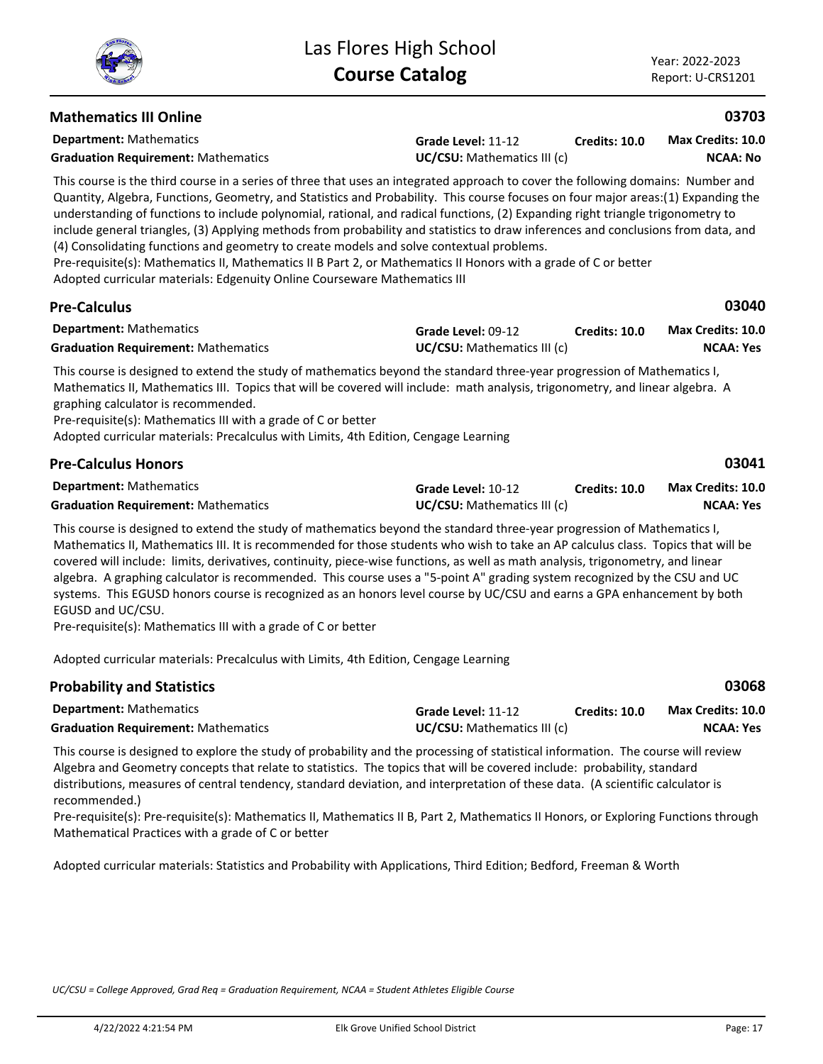## Mathematics III Online 03703

**Department:** Mathematics | **Grade Level:** 11-12 | **Credits:** 10.0 | **Max Credits:** 10.0

**Graduation Requirement:** Mathematics | **UC/CSU:** Mathematics III (c) | **NCAA:** No

This course is the third course in a series of three that uses an integrated approach to cover the following domains: Number and Quantity, Algebra, Functions, Geometry, and Statistics and Probability. This course focuses on four major areas:(1) Expanding the understanding of functions to include polynomial, rational, and radical functions, (2) Expanding right triangle trigonometry to include general triangles, (3) Applying methods from probability and statistics to draw inferences and conclusions from data, and (4) Consolidating functions and geometry to create models and solve contextual problems.
Pre-requisite(s): Mathematics II, Mathematics II B Part 2, or Mathematics II Honors with a grade of C or better
Adopted curricular materials: Edgenuity Online Courseware Mathematics III

## Pre-Calculus 03040

**Department:** Mathematics | **Grade Level:** 09-12 | **Credits:** 10.0 | **Max Credits:** 10.0

**Graduation Requirement:** Mathematics | **UC/CSU:** Mathematics III (c) | **NCAA:** Yes

This course is designed to extend the study of mathematics beyond the standard three-year progression of Mathematics I, Mathematics II, Mathematics III. Topics that will be covered will include: math analysis, trigonometry, and linear algebra. A graphing calculator is recommended.
Pre-requisite(s): Mathematics III with a grade of C or better
Adopted curricular materials: Precalculus with Limits, 4th Edition, Cengage Learning

## Pre-Calculus Honors 03041

**Department:** Mathematics | **Grade Level:** 10-12 | **Credits:** 10.0 | **Max Credits:** 10.0

**Graduation Requirement:** Mathematics | **UC/CSU:** Mathematics III (c) | **NCAA:** Yes

This course is designed to extend the study of mathematics beyond the standard three-year progression of Mathematics I, Mathematics II, Mathematics III. It is recommended for those students who wish to take an AP calculus class. Topics that will be covered will include: limits, derivatives, continuity, piece-wise functions, as well as math analysis, trigonometry, and linear algebra. A graphing calculator is recommended. This course uses a "5-point A" grading system recognized by the CSU and UC systems. This EGUSD honors course is recognized as an honors level course by UC/CSU and earns a GPA enhancement by both EGUSD and UC/CSU.
Pre-requisite(s): Mathematics III with a grade of C or better

Adopted curricular materials: Precalculus with Limits, 4th Edition, Cengage Learning

## Probability and Statistics 03068

**Department:** Mathematics | **Grade Level:** 11-12 | **Credits:** 10.0 | **Max Credits:** 10.0

**Graduation Requirement:** Mathematics | **UC/CSU:** Mathematics III (c) | **NCAA:** Yes

This course is designed to explore the study of probability and the processing of statistical information. The course will review Algebra and Geometry concepts that relate to statistics. The topics that will be covered include: probability, standard distributions, measures of central tendency, standard deviation, and interpretation of these data. (A scientific calculator is recommended.)
Pre-requisite(s): Pre-requisite(s): Mathematics II, Mathematics II B, Part 2, Mathematics II Honors, or Exploring Functions through Mathematical Practices with a grade of C or better

Adopted curricular materials: Statistics and Probability with Applications, Third Edition; Bedford, Freeman & Worth

*UC/CSU = College Approved, Grad Req = Graduation Requirement, NCAA = Student Athletes Eligible Course*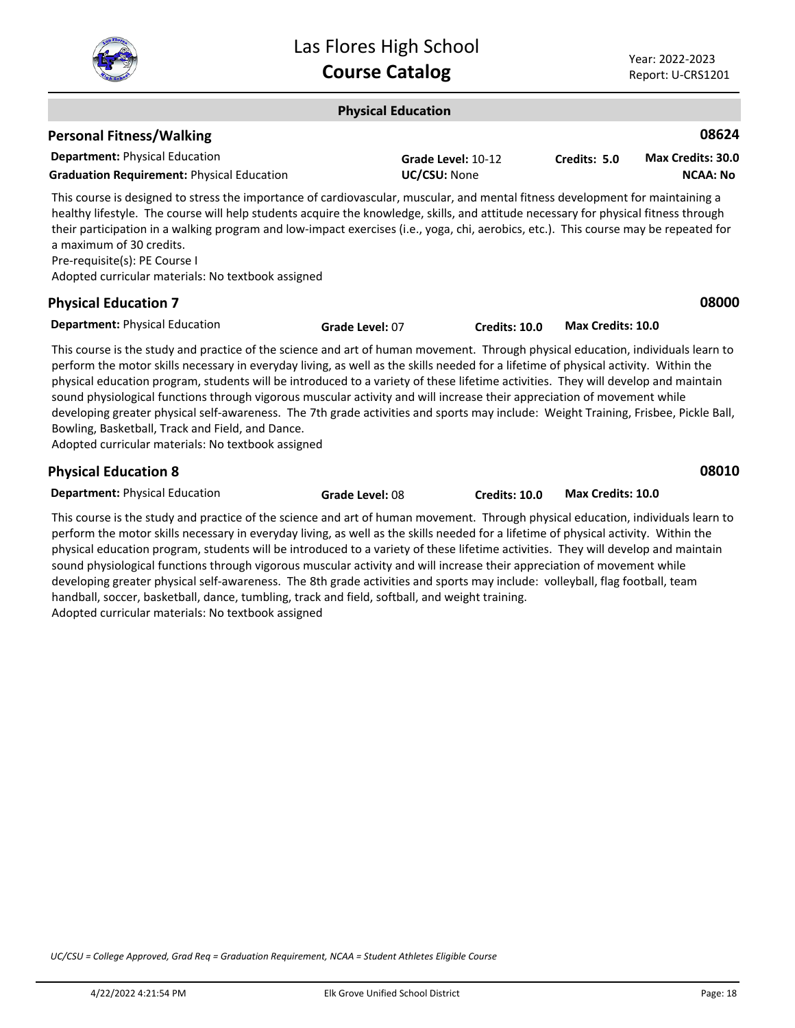## Physical Education

### Personal Fitness/Walking — 08624

**Department:** Physical Education
**Graduation Requirement:** Physical Education
**Grade Level:** 10-12
**UC/CSU:** None
**Credits:** 5.0
**Max Credits:** 30.0
**NCAA:** No

This course is designed to stress the importance of cardiovascular, muscular, and mental fitness development for maintaining a healthy lifestyle. The course will help students acquire the knowledge, skills, and attitude necessary for physical fitness through their participation in a walking program and low-impact exercises (i.e., yoga, chi, aerobics, etc.). This course may be repeated for a maximum of 30 credits.

Pre-requisite(s): PE Course I

Adopted curricular materials: No textbook assigned

### Physical Education 7 — 08000

**Department:** Physical Education
**Grade Level:** 07
**Credits:** 10.0
**Max Credits:** 10.0

This course is the study and practice of the science and art of human movement. Through physical education, individuals learn to perform the motor skills necessary in everyday living, as well as the skills needed for a lifetime of physical activity. Within the physical education program, students will be introduced to a variety of these lifetime activities. They will develop and maintain sound physiological functions through vigorous muscular activity and will increase their appreciation of movement while developing greater physical self-awareness. The 7th grade activities and sports may include: Weight Training, Frisbee, Pickle Ball, Bowling, Basketball, Track and Field, and Dance.

Adopted curricular materials: No textbook assigned

### Physical Education 8 — 08010

**Department:** Physical Education
**Grade Level:** 08
**Credits:** 10.0
**Max Credits:** 10.0

This course is the study and practice of the science and art of human movement. Through physical education, individuals learn to perform the motor skills necessary in everyday living, as well as the skills needed for a lifetime of physical activity. Within the physical education program, students will be introduced to a variety of these lifetime activities. They will develop and maintain sound physiological functions through vigorous muscular activity and will increase their appreciation of movement while developing greater physical self-awareness. The 8th grade activities and sports may include: volleyball, flag football, team handball, soccer, basketball, dance, tumbling, track and field, softball, and weight training.

Adopted curricular materials: No textbook assigned

*UC/CSU = College Approved, Grad Req = Graduation Requirement, NCAA = Student Athletes Eligible Course*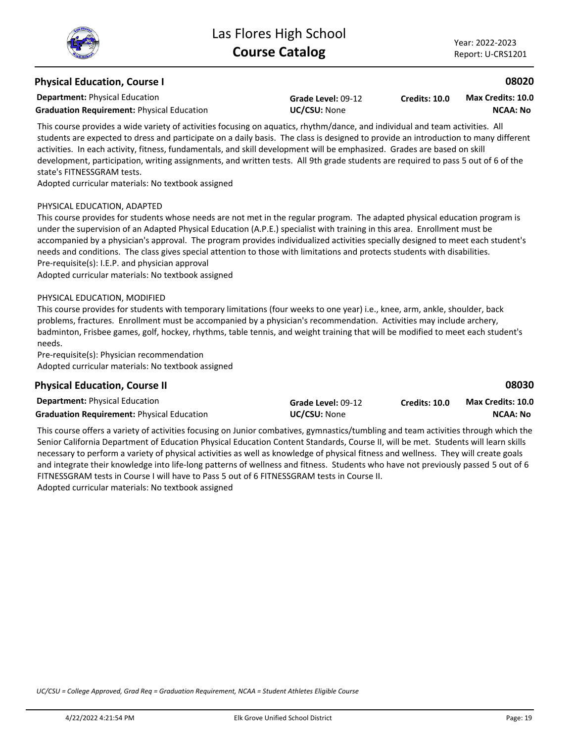## Physical Education, Course I

**08020**

**Department:** Physical Education
**Graduation Requirement:** Physical Education
**Grade Level:** 09-12
**UC/CSU:** None
**Credits: 10.0**
**Max Credits: 10.0**
**NCAA: No**

This course provides a wide variety of activities focusing on aquatics, rhythm/dance, and individual and team activities. All students are expected to dress and participate on a daily basis. The class is designed to provide an introduction to many different activities. In each activity, fitness, fundamentals, and skill development will be emphasized. Grades are based on skill development, participation, writing assignments, and written tests. All 9th grade students are required to pass 5 out of 6 of the state's FITNESSGRAM tests.
Adopted curricular materials: No textbook assigned

PHYSICAL EDUCATION, ADAPTED
This course provides for students whose needs are not met in the regular program. The adapted physical education program is under the supervision of an Adapted Physical Education (A.P.E.) specialist with training in this area. Enrollment must be accompanied by a physician's approval. The program provides individualized activities specially designed to meet each student's needs and conditions. The class gives special attention to those with limitations and protects students with disabilities.
Pre-requisite(s): I.E.P. and physician approval
Adopted curricular materials: No textbook assigned

PHYSICAL EDUCATION, MODIFIED
This course provides for students with temporary limitations (four weeks to one year) i.e., knee, arm, ankle, shoulder, back problems, fractures. Enrollment must be accompanied by a physician's recommendation. Activities may include archery, badminton, Frisbee games, golf, hockey, rhythms, table tennis, and weight training that will be modified to meet each student's needs.
Pre-requisite(s): Physician recommendation
Adopted curricular materials: No textbook assigned

## Physical Education, Course II

**08030**

**Department:** Physical Education
**Graduation Requirement:** Physical Education
**Grade Level:** 09-12
**UC/CSU:** None
**Credits: 10.0**
**Max Credits: 10.0**
**NCAA: No**

This course offers a variety of activities focusing on Junior combatives, gymnastics/tumbling and team activities through which the Senior California Department of Education Physical Education Content Standards, Course II, will be met. Students will learn skills necessary to perform a variety of physical activities as well as knowledge of physical fitness and wellness. They will create goals and integrate their knowledge into life-long patterns of wellness and fitness. Students who have not previously passed 5 out of 6 FITNESSGRAM tests in Course I will have to Pass 5 out of 6 FITNESSGRAM tests in Course II.
Adopted curricular materials: No textbook assigned

*UC/CSU = College Approved, Grad Req = Graduation Requirement, NCAA = Student Athletes Eligible Course*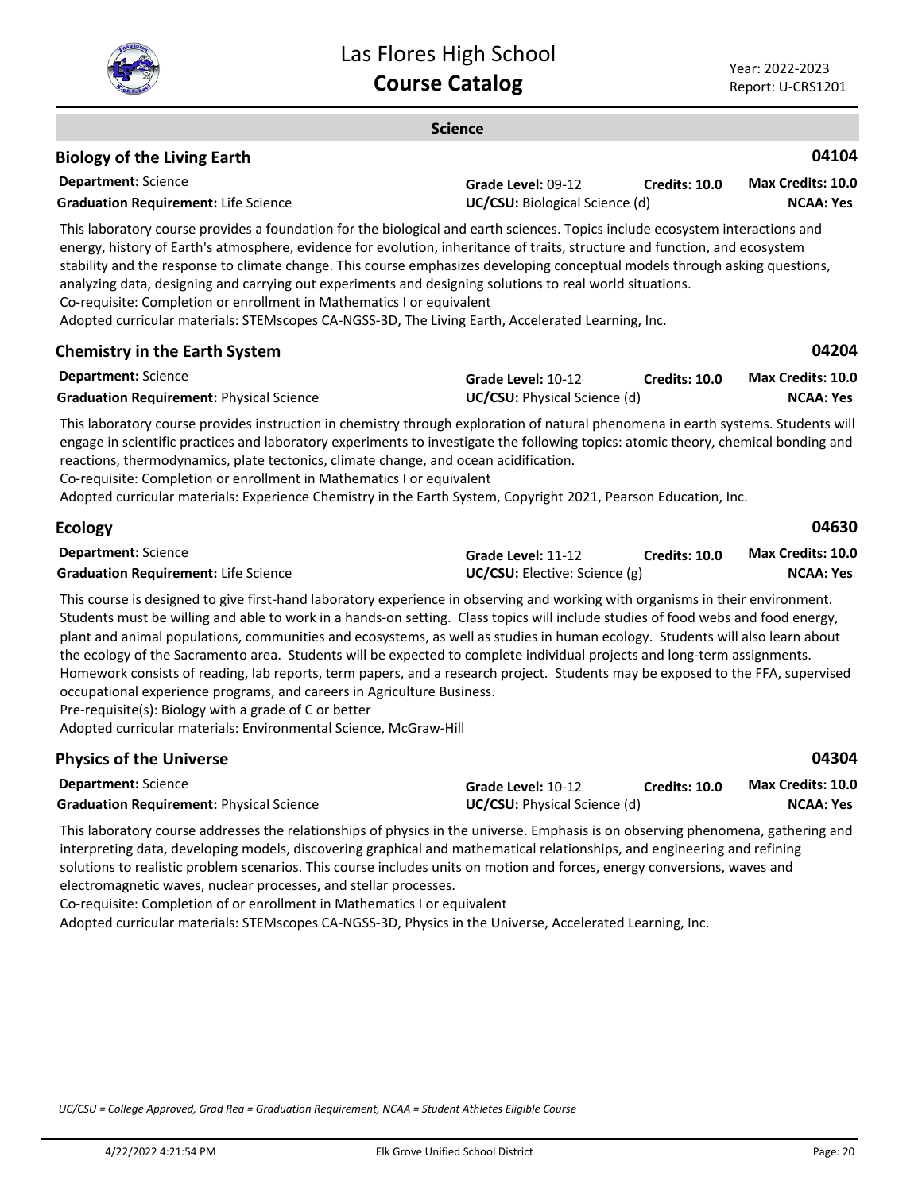## Science

### Biology of the Living Earth — 04104

**Department:** Science
**Graduation Requirement:** Life Science
**Grade Level:** 09-12
**UC/CSU:** Biological Science (d)
**Credits:** 10.0
**Max Credits:** 10.0
**NCAA:** Yes

This laboratory course provides a foundation for the biological and earth sciences. Topics include ecosystem interactions and energy, history of Earth's atmosphere, evidence for evolution, inheritance of traits, structure and function, and ecosystem stability and the response to climate change. This course emphasizes developing conceptual models through asking questions, analyzing data, designing and carrying out experiments and designing solutions to real world situations.
Co-requisite: Completion or enrollment in Mathematics I or equivalent
Adopted curricular materials: STEMscopes CA-NGSS-3D, The Living Earth, Accelerated Learning, Inc.

### Chemistry in the Earth System — 04204

**Department:** Science
**Graduation Requirement:** Physical Science
**Grade Level:** 10-12
**UC/CSU:** Physical Science (d)
**Credits:** 10.0
**Max Credits:** 10.0
**NCAA:** Yes

This laboratory course provides instruction in chemistry through exploration of natural phenomena in earth systems. Students will engage in scientific practices and laboratory experiments to investigate the following topics: atomic theory, chemical bonding and reactions, thermodynamics, plate tectonics, climate change, and ocean acidification.
Co-requisite: Completion or enrollment in Mathematics I or equivalent
Adopted curricular materials: Experience Chemistry in the Earth System, Copyright 2021, Pearson Education, Inc.

### Ecology — 04630

**Department:** Science
**Graduation Requirement:** Life Science
**Grade Level:** 11-12
**UC/CSU:** Elective: Science (g)
**Credits:** 10.0
**Max Credits:** 10.0
**NCAA:** Yes

This course is designed to give first-hand laboratory experience in observing and working with organisms in their environment. Students must be willing and able to work in a hands-on setting. Class topics will include studies of food webs and food energy, plant and animal populations, communities and ecosystems, as well as studies in human ecology. Students will also learn about the ecology of the Sacramento area. Students will be expected to complete individual projects and long-term assignments. Homework consists of reading, lab reports, term papers, and a research project. Students may be exposed to the FFA, supervised occupational experience programs, and careers in Agriculture Business.
Pre-requisite(s): Biology with a grade of C or better
Adopted curricular materials: Environmental Science, McGraw-Hill

### Physics of the Universe — 04304

**Department:** Science
**Graduation Requirement:** Physical Science
**Grade Level:** 10-12
**UC/CSU:** Physical Science (d)
**Credits:** 10.0
**Max Credits:** 10.0
**NCAA:** Yes

This laboratory course addresses the relationships of physics in the universe. Emphasis is on observing phenomena, gathering and interpreting data, developing models, discovering graphical and mathematical relationships, and engineering and refining solutions to realistic problem scenarios. This course includes units on motion and forces, energy conversions, waves and electromagnetic waves, nuclear processes, and stellar processes.
Co-requisite: Completion of or enrollment in Mathematics I or equivalent
Adopted curricular materials: STEMscopes CA-NGSS-3D, Physics in the Universe, Accelerated Learning, Inc.

*UC/CSU = College Approved, Grad Req = Graduation Requirement, NCAA = Student Athletes Eligible Course*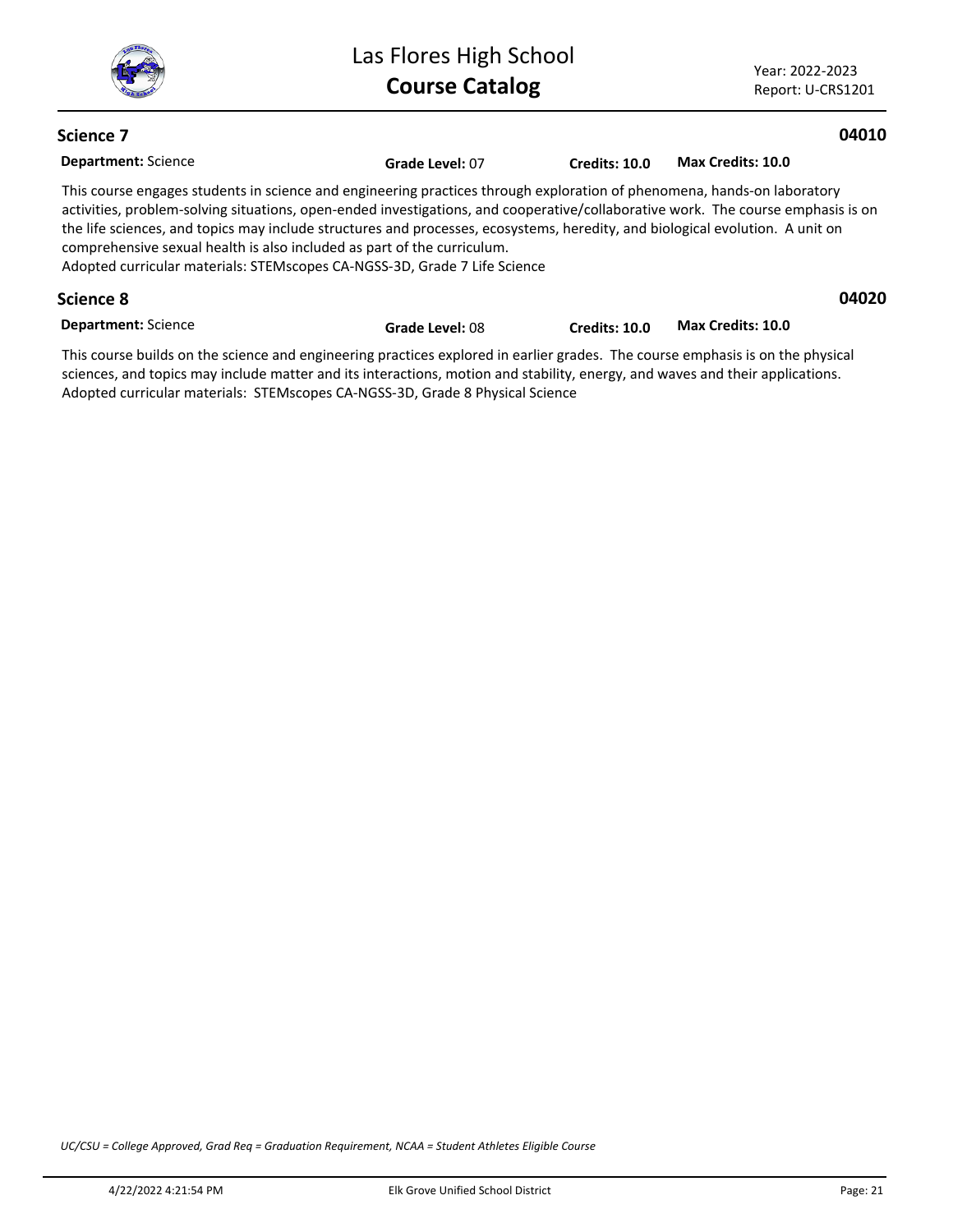## Science 7 — 04010

**Department:** Science **Grade Level:** 07 **Credits: 10.0** **Max Credits: 10.0**

This course engages students in science and engineering practices through exploration of phenomena, hands-on laboratory activities, problem-solving situations, open-ended investigations, and cooperative/collaborative work. The course emphasis is on the life sciences, and topics may include structures and processes, ecosystems, heredity, and biological evolution. A unit on comprehensive sexual health is also included as part of the curriculum.
Adopted curricular materials: STEMscopes CA-NGSS-3D, Grade 7 Life Science

## Science 8 — 04020

**Department:** Science **Grade Level:** 08 **Credits: 10.0** **Max Credits: 10.0**

This course builds on the science and engineering practices explored in earlier grades. The course emphasis is on the physical sciences, and topics may include matter and its interactions, motion and stability, energy, and waves and their applications.
Adopted curricular materials: STEMscopes CA-NGSS-3D, Grade 8 Physical Science

*UC/CSU = College Approved, Grad Req = Graduation Requirement, NCAA = Student Athletes Eligible Course*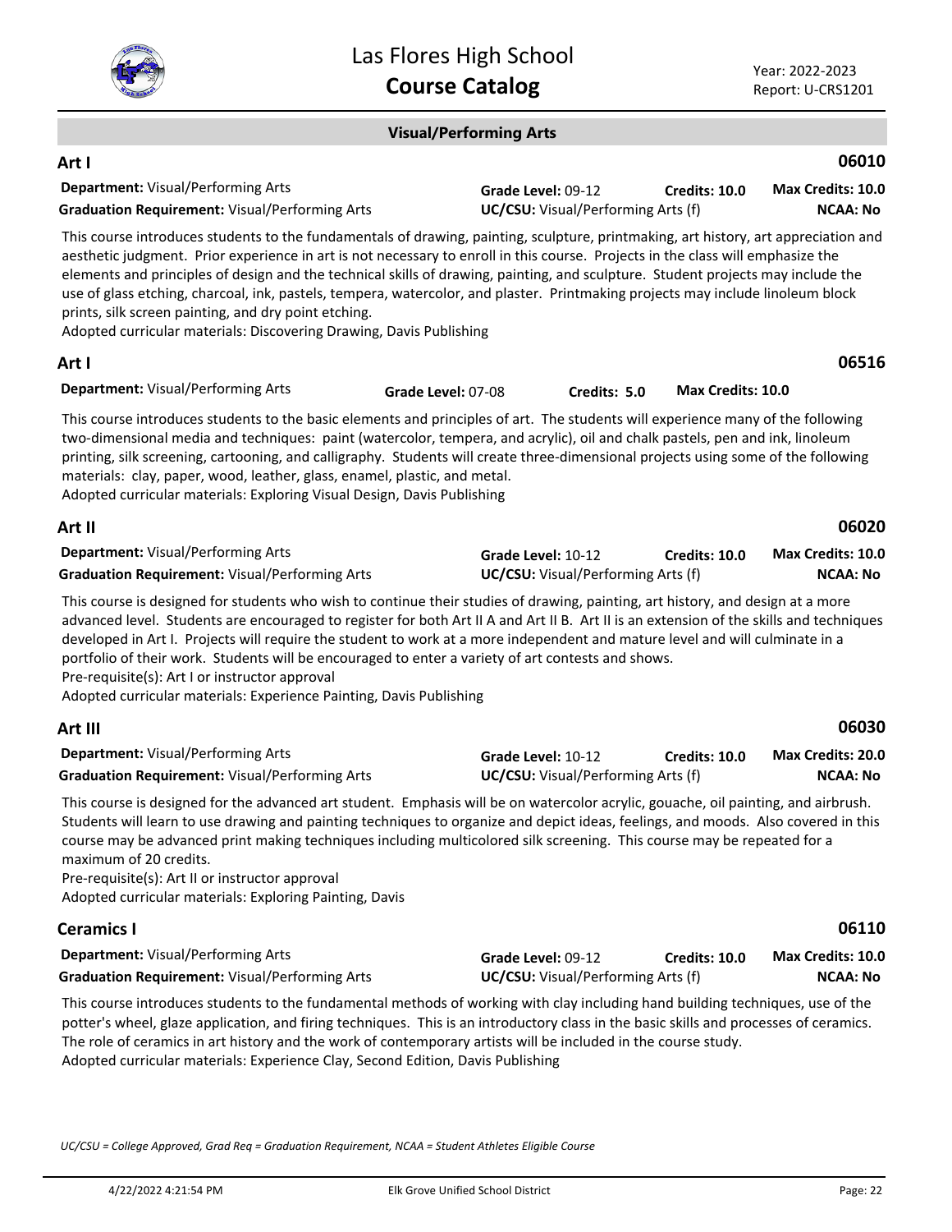## Visual/Performing Arts

### Art I — 06010

**Department:** Visual/Performing Arts | **Grade Level:** 09-12 | **Credits:** 10.0 | **Max Credits:** 10.0
**Graduation Requirement:** Visual/Performing Arts | **UC/CSU:** Visual/Performing Arts (f) | **NCAA:** No

This course introduces students to the fundamentals of drawing, painting, sculpture, printmaking, art history, art appreciation and aesthetic judgment. Prior experience in art is not necessary to enroll in this course. Projects in the class will emphasize the elements and principles of design and the technical skills of drawing, painting, and sculpture. Student projects may include the use of glass etching, charcoal, ink, pastels, tempera, watercolor, and plaster. Printmaking projects may include linoleum block prints, silk screen painting, and dry point etching.
Adopted curricular materials: Discovering Drawing, Davis Publishing

### Art I — 06516

**Department:** Visual/Performing Arts | **Grade Level:** 07-08 | **Credits:** 5.0 | **Max Credits:** 10.0

This course introduces students to the basic elements and principles of art. The students will experience many of the following two-dimensional media and techniques: paint (watercolor, tempera, and acrylic), oil and chalk pastels, pen and ink, linoleum printing, silk screening, cartooning, and calligraphy. Students will create three-dimensional projects using some of the following materials: clay, paper, wood, leather, glass, enamel, plastic, and metal.
Adopted curricular materials: Exploring Visual Design, Davis Publishing

### Art II — 06020

**Department:** Visual/Performing Arts | **Grade Level:** 10-12 | **Credits:** 10.0 | **Max Credits:** 10.0
**Graduation Requirement:** Visual/Performing Arts | **UC/CSU:** Visual/Performing Arts (f) | **NCAA:** No

This course is designed for students who wish to continue their studies of drawing, painting, art history, and design at a more advanced level. Students are encouraged to register for both Art II A and Art II B. Art II is an extension of the skills and techniques developed in Art I. Projects will require the student to work at a more independent and mature level and will culminate in a portfolio of their work. Students will be encouraged to enter a variety of art contests and shows.
Pre-requisite(s): Art I or instructor approval
Adopted curricular materials: Experience Painting, Davis Publishing

### Art III — 06030

**Department:** Visual/Performing Arts | **Grade Level:** 10-12 | **Credits:** 10.0 | **Max Credits:** 20.0
**Graduation Requirement:** Visual/Performing Arts | **UC/CSU:** Visual/Performing Arts (f) | **NCAA:** No

This course is designed for the advanced art student. Emphasis will be on watercolor acrylic, gouache, oil painting, and airbrush. Students will learn to use drawing and painting techniques to organize and depict ideas, feelings, and moods. Also covered in this course may be advanced print making techniques including multicolored silk screening. This course may be repeated for a maximum of 20 credits.
Pre-requisite(s): Art II or instructor approval
Adopted curricular materials: Exploring Painting, Davis

### Ceramics I — 06110

**Department:** Visual/Performing Arts | **Grade Level:** 09-12 | **Credits:** 10.0 | **Max Credits:** 10.0
**Graduation Requirement:** Visual/Performing Arts | **UC/CSU:** Visual/Performing Arts (f) | **NCAA:** No

This course introduces students to the fundamental methods of working with clay including hand building techniques, use of the potter's wheel, glaze application, and firing techniques. This is an introductory class in the basic skills and processes of ceramics. The role of ceramics in art history and the work of contemporary artists will be included in the course study.
Adopted curricular materials: Experience Clay, Second Edition, Davis Publishing

*UC/CSU = College Approved, Grad Req = Graduation Requirement, NCAA = Student Athletes Eligible Course*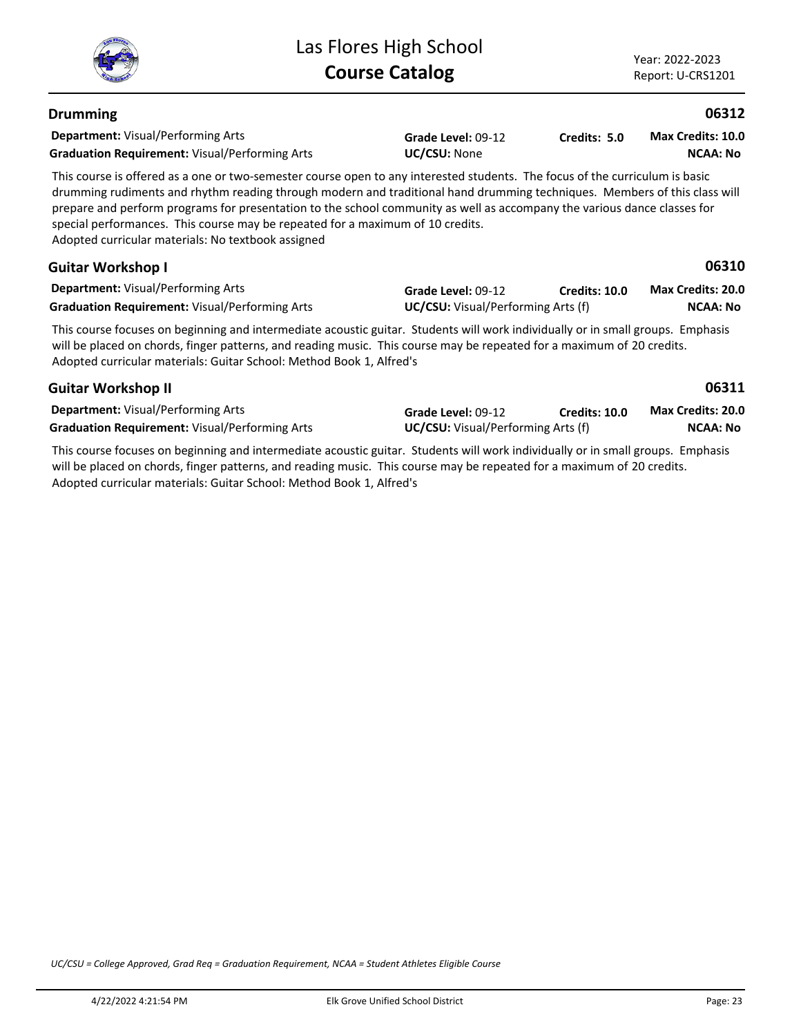## Drumming

**06312**

**Department:** Visual/Performing Arts
**Graduation Requirement:** Visual/Performing Arts
**Grade Level:** 09-12
**UC/CSU:** None
**Credits: 5.0**
**Max Credits: 10.0**
**NCAA: No**

This course is offered as a one or two-semester course open to any interested students. The focus of the curriculum is basic drumming rudiments and rhythm reading through modern and traditional hand drumming techniques. Members of this class will prepare and perform programs for presentation to the school community as well as accompany the various dance classes for special performances. This course may be repeated for a maximum of 10 credits.
Adopted curricular materials: No textbook assigned

## Guitar Workshop I

**06310**

**Department:** Visual/Performing Arts
**Graduation Requirement:** Visual/Performing Arts
**Grade Level:** 09-12
**UC/CSU:** Visual/Performing Arts (f)
**Credits: 10.0**
**Max Credits: 20.0**
**NCAA: No**

This course focuses on beginning and intermediate acoustic guitar. Students will work individually or in small groups. Emphasis will be placed on chords, finger patterns, and reading music. This course may be repeated for a maximum of 20 credits.
Adopted curricular materials: Guitar School: Method Book 1, Alfred's

## Guitar Workshop II

**06311**

**Department:** Visual/Performing Arts
**Graduation Requirement:** Visual/Performing Arts
**Grade Level:** 09-12
**UC/CSU:** Visual/Performing Arts (f)
**Credits: 10.0**
**Max Credits: 20.0**
**NCAA: No**

This course focuses on beginning and intermediate acoustic guitar. Students will work individually or in small groups. Emphasis will be placed on chords, finger patterns, and reading music. This course may be repeated for a maximum of 20 credits.
Adopted curricular materials: Guitar School: Method Book 1, Alfred's

*UC/CSU = College Approved, Grad Req = Graduation Requirement, NCAA = Student Athletes Eligible Course*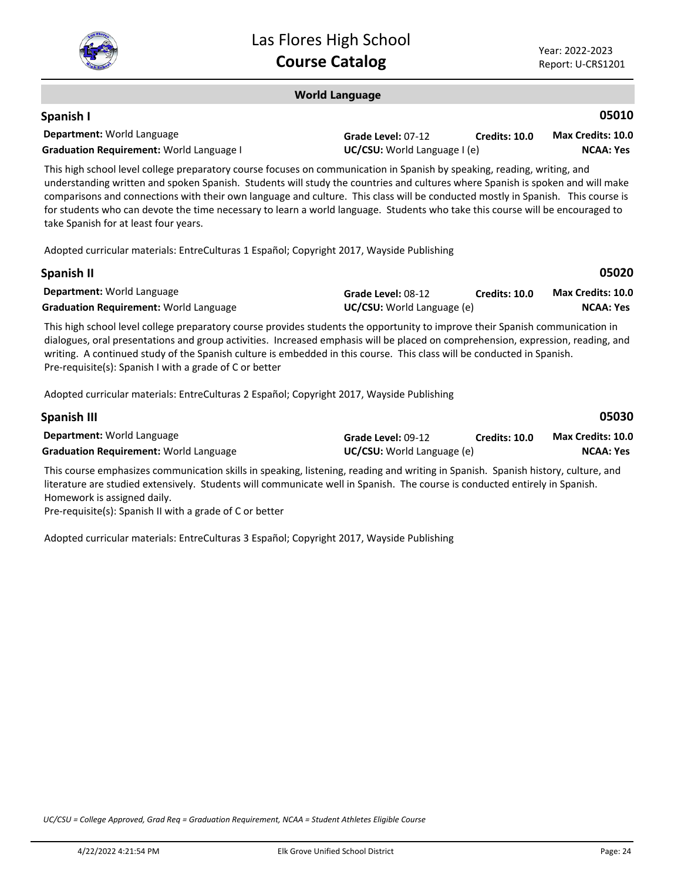## World Language

### Spanish I — 05010

**Department:** World Language
**Graduation Requirement:** World Language I
**Grade Level:** 07-12 **Credits: 10.0** **Max Credits: 10.0**
**UC/CSU:** World Language I (e) **NCAA: Yes**

This high school level college preparatory course focuses on communication in Spanish by speaking, reading, writing, and understanding written and spoken Spanish. Students will study the countries and cultures where Spanish is spoken and will make comparisons and connections with their own language and culture. This class will be conducted mostly in Spanish. This course is for students who can devote the time necessary to learn a world language. Students who take this course will be encouraged to take Spanish for at least four years.

Adopted curricular materials: EntreCulturas 1 Español; Copyright 2017, Wayside Publishing

### Spanish II — 05020

**Department:** World Language
**Graduation Requirement:** World Language
**Grade Level:** 08-12 **Credits: 10.0** **Max Credits: 10.0**
**UC/CSU:** World Language (e) **NCAA: Yes**

This high school level college preparatory course provides students the opportunity to improve their Spanish communication in dialogues, oral presentations and group activities. Increased emphasis will be placed on comprehension, expression, reading, and writing. A continued study of the Spanish culture is embedded in this course. This class will be conducted in Spanish.
Pre-requisite(s): Spanish I with a grade of C or better

Adopted curricular materials: EntreCulturas 2 Español; Copyright 2017, Wayside Publishing

### Spanish III — 05030

**Department:** World Language
**Graduation Requirement:** World Language
**Grade Level:** 09-12 **Credits: 10.0** **Max Credits: 10.0**
**UC/CSU:** World Language (e) **NCAA: Yes**

This course emphasizes communication skills in speaking, listening, reading and writing in Spanish. Spanish history, culture, and literature are studied extensively. Students will communicate well in Spanish. The course is conducted entirely in Spanish. Homework is assigned daily.
Pre-requisite(s): Spanish II with a grade of C or better

Adopted curricular materials: EntreCulturas 3 Español; Copyright 2017, Wayside Publishing

*UC/CSU = College Approved, Grad Req = Graduation Requirement, NCAA = Student Athletes Eligible Course*